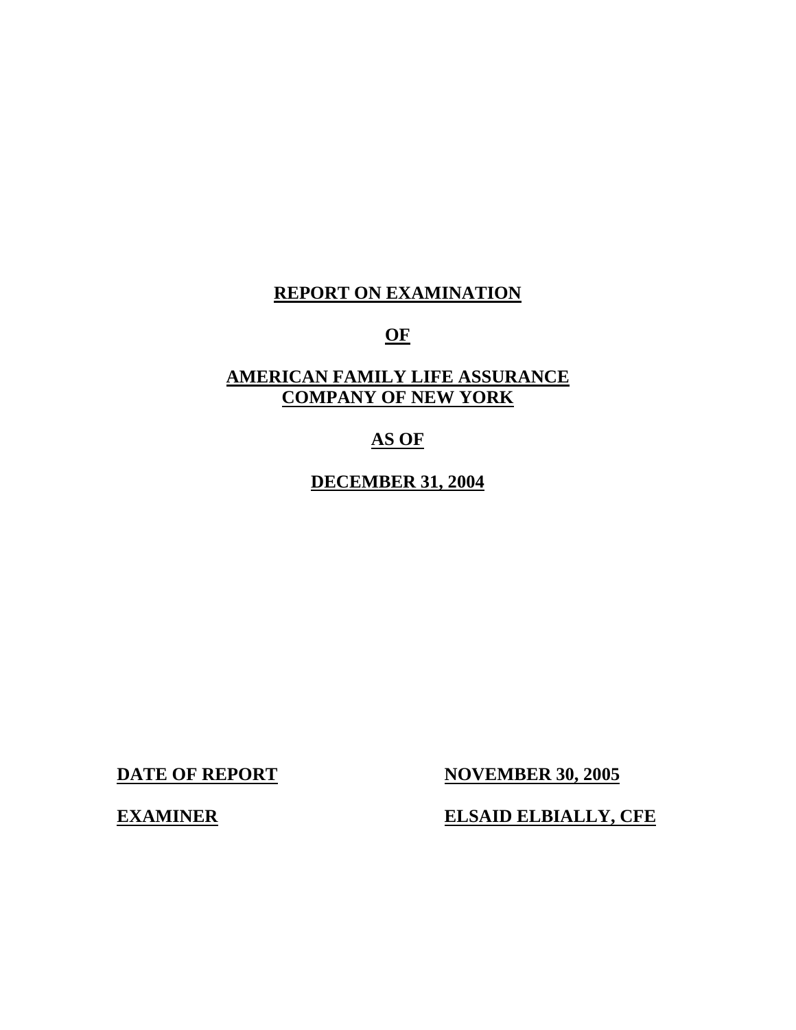# REPORT ON EXAMINATION

# OF

# AMERICAN FAMILY LIFE ASSURANCE COMPANY OF NEW YORK

# AS OF

# DECEMBER 31, 2004

| | |
|---|---|
| **DATE OF REPORT** | **NOVEMBER 30, 2005** |
| **EXAMINER** | **ELSAID ELBIALLY, CFE** |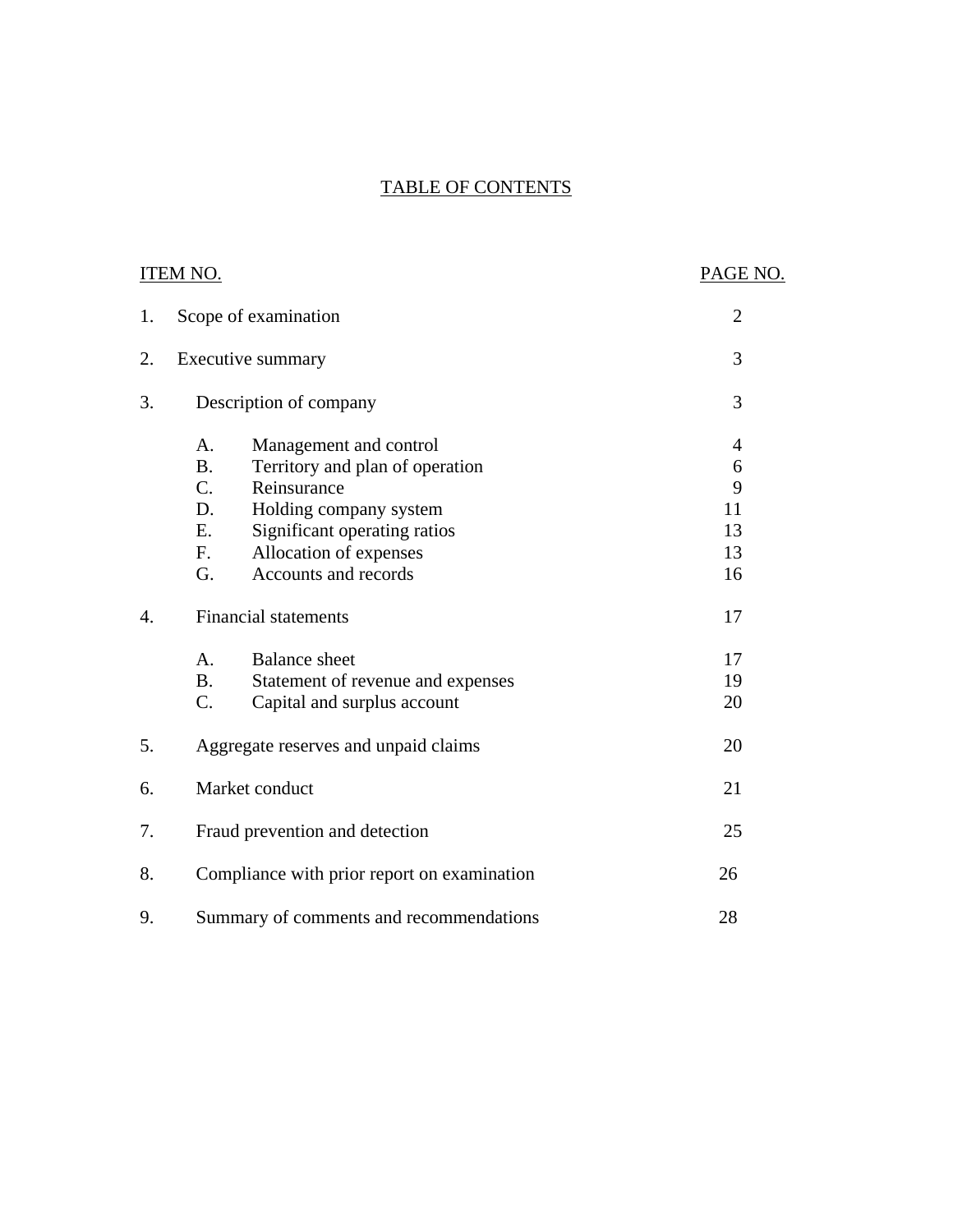# TABLE OF CONTENTS

| ITEM NO. | | | PAGE NO. |
|---|---|---|---|
| 1. | Scope of examination | | 2 |
| 2. | Executive summary | | 3 |
| 3. | Description of company | | 3 |
| | A. | Management and control | 4 |
| | B. | Territory and plan of operation | 6 |
| | C. | Reinsurance | 9 |
| | D. | Holding company system | 11 |
| | E. | Significant operating ratios | 13 |
| | F. | Allocation of expenses | 13 |
| | G. | Accounts and records | 16 |
| 4. | Financial statements | | 17 |
| | A. | Balance sheet | 17 |
| | B. | Statement of revenue and expenses | 19 |
| | C. | Capital and surplus account | 20 |
| 5. | Aggregate reserves and unpaid claims | | 20 |
| 6. | Market conduct | | 21 |
| 7. | Fraud prevention and detection | | 25 |
| 8. | Compliance with prior report on examination | | 26 |
| 9. | Summary of comments and recommendations | | 28 |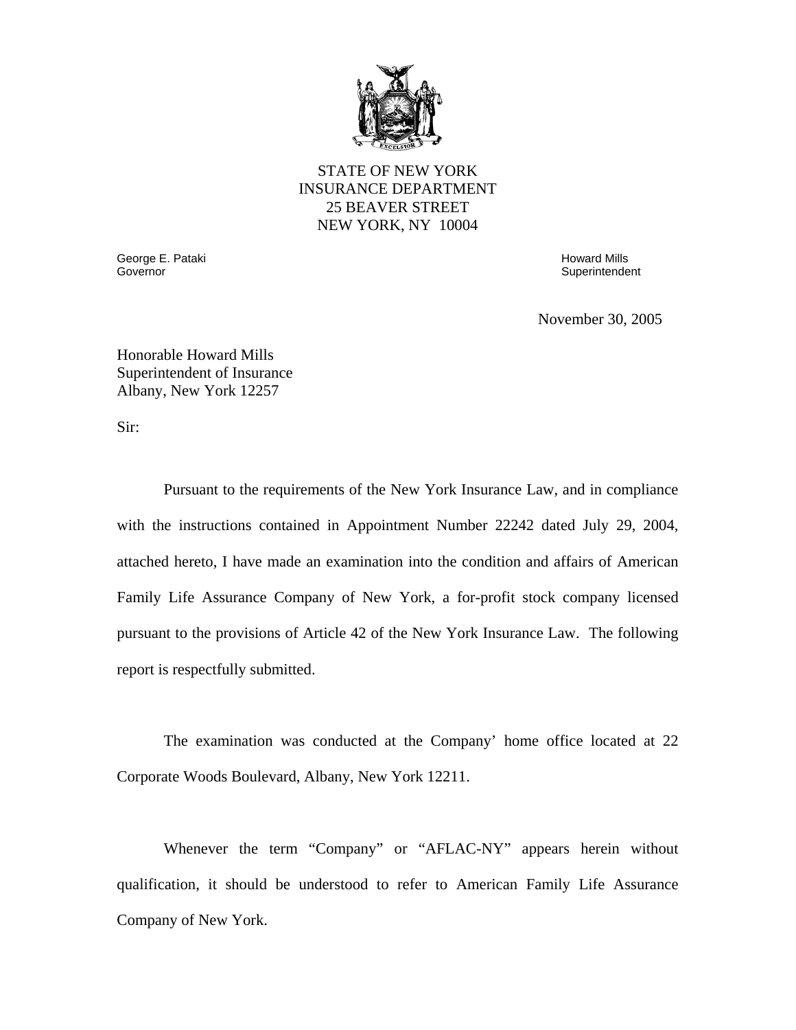STATE OF NEW YORK
INSURANCE DEPARTMENT
25 BEAVER STREET
NEW YORK, NY 10004

George E. Pataki
Governor

Howard Mills
Superintendent

November 30, 2005

Honorable Howard Mills
Superintendent of Insurance
Albany, New York 12257

Sir:

Pursuant to the requirements of the New York Insurance Law, and in compliance with the instructions contained in Appointment Number 22242 dated July 29, 2004, attached hereto, I have made an examination into the condition and affairs of American Family Life Assurance Company of New York, a for-profit stock company licensed pursuant to the provisions of Article 42 of the New York Insurance Law. The following report is respectfully submitted.

The examination was conducted at the Company' home office located at 22 Corporate Woods Boulevard, Albany, New York 12211.

Whenever the term "Company" or "AFLAC-NY" appears herein without qualification, it should be understood to refer to American Family Life Assurance Company of New York.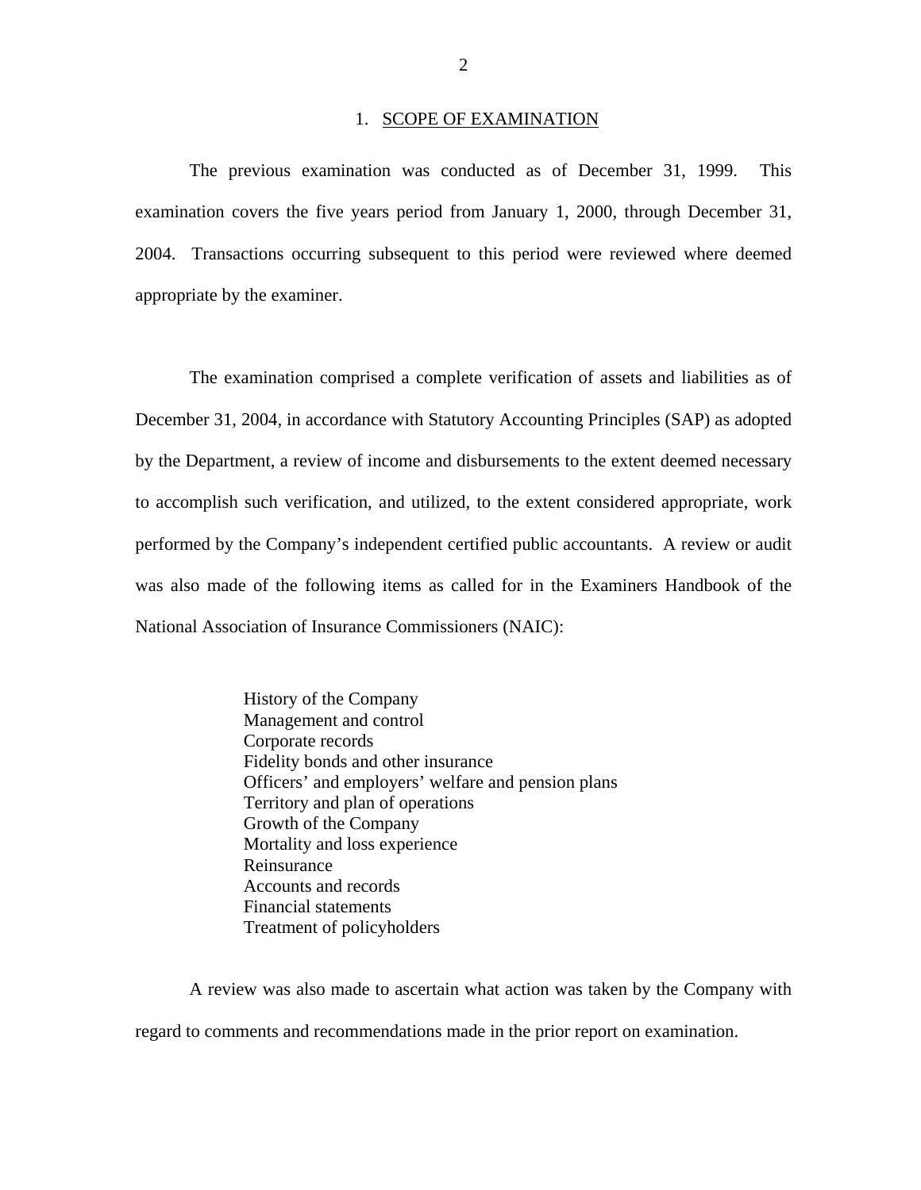## 1. SCOPE OF EXAMINATION

The previous examination was conducted as of December 31, 1999. This examination covers the five years period from January 1, 2000, through December 31, 2004. Transactions occurring subsequent to this period were reviewed where deemed appropriate by the examiner.

The examination comprised a complete verification of assets and liabilities as of December 31, 2004, in accordance with Statutory Accounting Principles (SAP) as adopted by the Department, a review of income and disbursements to the extent deemed necessary to accomplish such verification, and utilized, to the extent considered appropriate, work performed by the Company's independent certified public accountants. A review or audit was also made of the following items as called for in the Examiners Handbook of the National Association of Insurance Commissioners (NAIC):

- History of the Company
- Management and control
- Corporate records
- Fidelity bonds and other insurance
- Officers' and employers' welfare and pension plans
- Territory and plan of operations
- Growth of the Company
- Mortality and loss experience
- Reinsurance
- Accounts and records
- Financial statements
- Treatment of policyholders

A review was also made to ascertain what action was taken by the Company with regard to comments and recommendations made in the prior report on examination.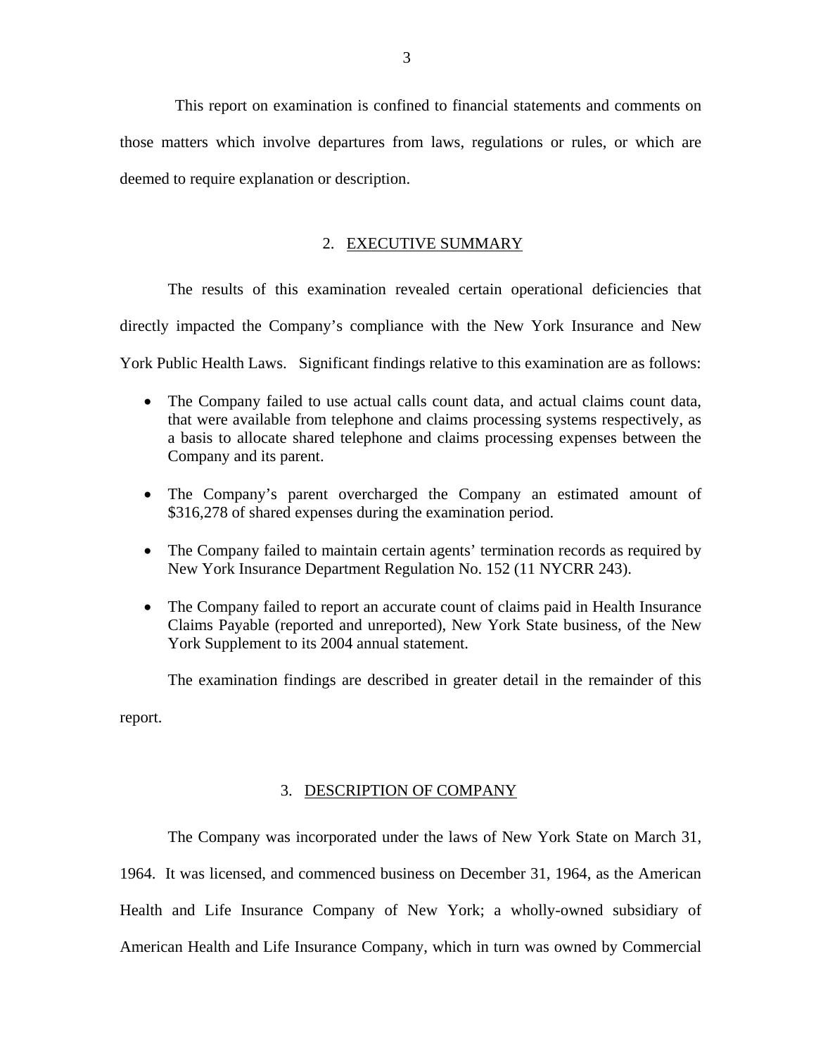This report on examination is confined to financial statements and comments on those matters which involve departures from laws, regulations or rules, or which are deemed to require explanation or description.

## 2. EXECUTIVE SUMMARY

The results of this examination revealed certain operational deficiencies that directly impacted the Company's compliance with the New York Insurance and New York Public Health Laws. Significant findings relative to this examination are as follows:

- The Company failed to use actual calls count data, and actual claims count data, that were available from telephone and claims processing systems respectively, as a basis to allocate shared telephone and claims processing expenses between the Company and its parent.
- The Company's parent overcharged the Company an estimated amount of $316,278 of shared expenses during the examination period.
- The Company failed to maintain certain agents' termination records as required by New York Insurance Department Regulation No. 152 (11 NYCRR 243).
- The Company failed to report an accurate count of claims paid in Health Insurance Claims Payable (reported and unreported), New York State business, of the New York Supplement to its 2004 annual statement.

The examination findings are described in greater detail in the remainder of this report.

## 3. DESCRIPTION OF COMPANY

The Company was incorporated under the laws of New York State on March 31, 1964. It was licensed, and commenced business on December 31, 1964, as the American Health and Life Insurance Company of New York; a wholly-owned subsidiary of American Health and Life Insurance Company, which in turn was owned by Commercial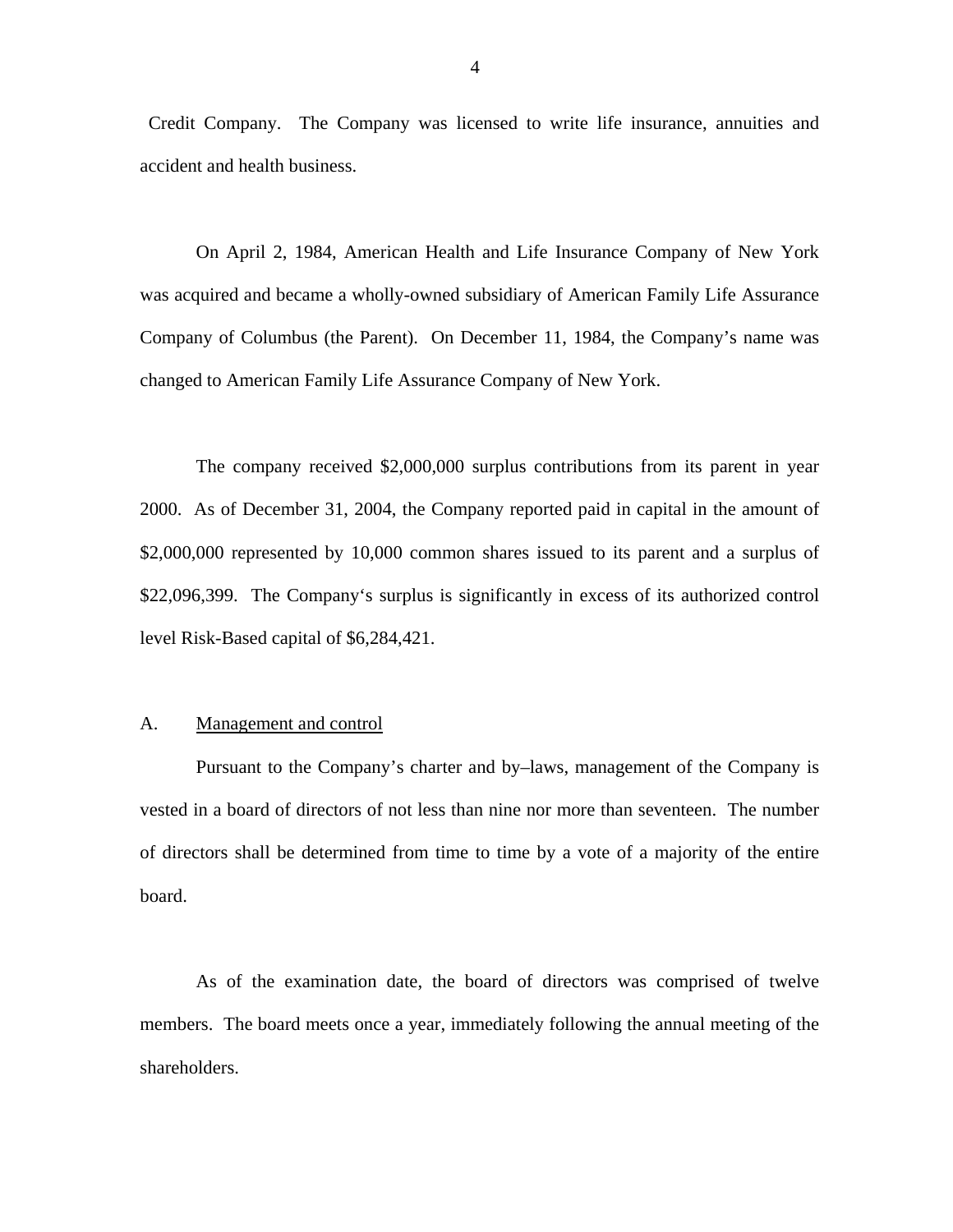Credit Company. The Company was licensed to write life insurance, annuities and accident and health business.

On April 2, 1984, American Health and Life Insurance Company of New York was acquired and became a wholly-owned subsidiary of American Family Life Assurance Company of Columbus (the Parent). On December 11, 1984, the Company's name was changed to American Family Life Assurance Company of New York.

The company received $2,000,000 surplus contributions from its parent in year 2000. As of December 31, 2004, the Company reported paid in capital in the amount of $2,000,000 represented by 10,000 common shares issued to its parent and a surplus of $22,096,399. The Company's surplus is significantly in excess of its authorized control level Risk-Based capital of $6,284,421.

## A. Management and control

Pursuant to the Company's charter and by–laws, management of the Company is vested in a board of directors of not less than nine nor more than seventeen. The number of directors shall be determined from time to time by a vote of a majority of the entire board.

As of the examination date, the board of directors was comprised of twelve members. The board meets once a year, immediately following the annual meeting of the shareholders.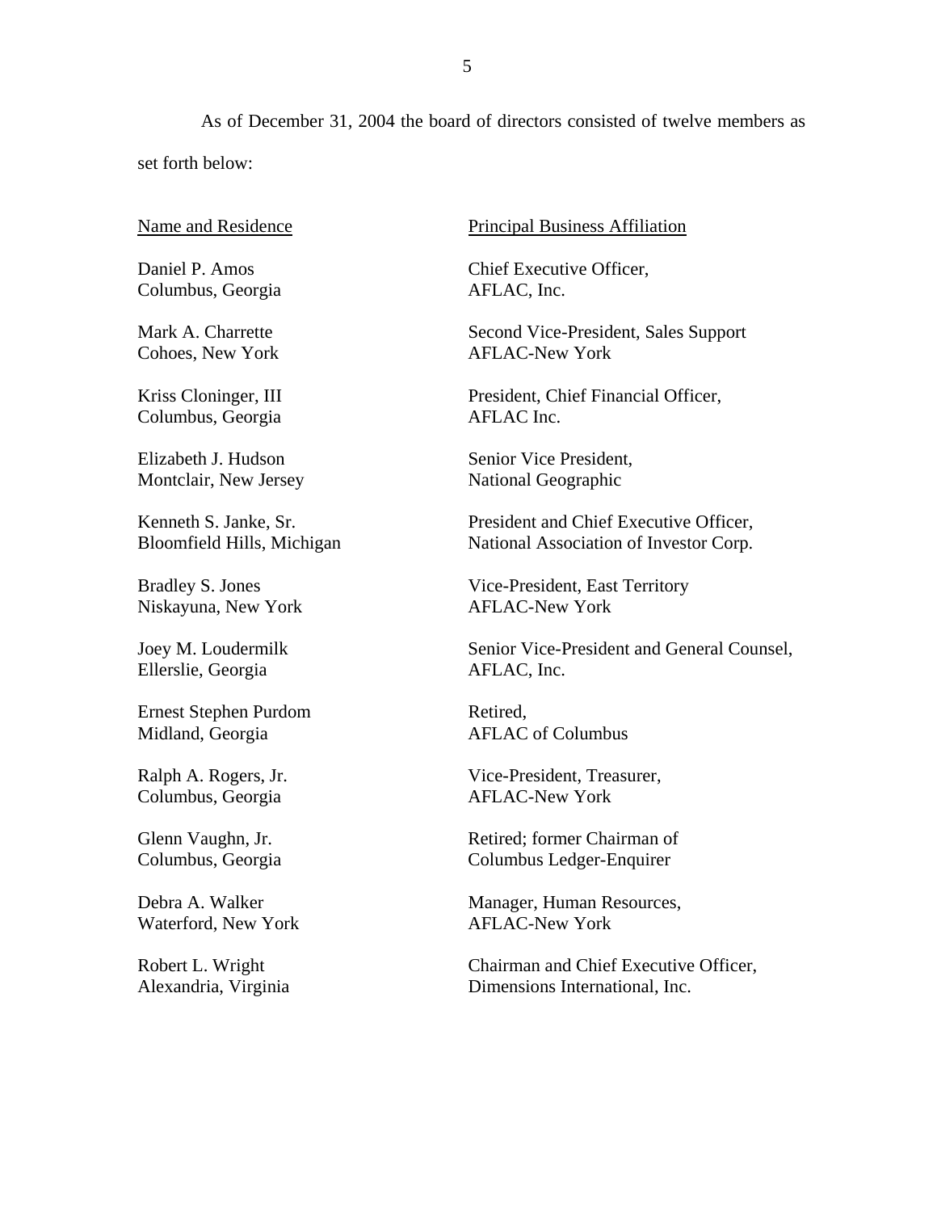As of December 31, 2004 the board of directors consisted of twelve members as set forth below:

| Name and Residence | Principal Business Affiliation |
| --- | --- |
| Daniel P. Amos<br>Columbus, Georgia | Chief Executive Officer,<br>AFLAC, Inc. |
| Mark A. Charrette<br>Cohoes, New York | Second Vice-President, Sales Support<br>AFLAC-New York |
| Kriss Cloninger, III<br>Columbus, Georgia | President, Chief Financial Officer,<br>AFLAC Inc. |
| Elizabeth J. Hudson<br>Montclair, New Jersey | Senior Vice President,<br>National Geographic |
| Kenneth S. Janke, Sr.<br>Bloomfield Hills, Michigan | President and Chief Executive Officer,<br>National Association of Investor Corp. |
| Bradley S. Jones<br>Niskayuna, New York | Vice-President, East Territory<br>AFLAC-New York |
| Joey M. Loudermilk<br>Ellerslie, Georgia | Senior Vice-President and General Counsel,<br>AFLAC, Inc. |
| Ernest Stephen Purdom<br>Midland, Georgia | Retired,<br>AFLAC of Columbus |
| Ralph A. Rogers, Jr.<br>Columbus, Georgia | Vice-President, Treasurer,<br>AFLAC-New York |
| Glenn Vaughn, Jr.<br>Columbus, Georgia | Retired; former Chairman of<br>Columbus Ledger-Enquirer |
| Debra A. Walker<br>Waterford, New York | Manager, Human Resources,<br>AFLAC-New York |
| Robert L. Wright<br>Alexandria, Virginia | Chairman and Chief Executive Officer,<br>Dimensions International, Inc. |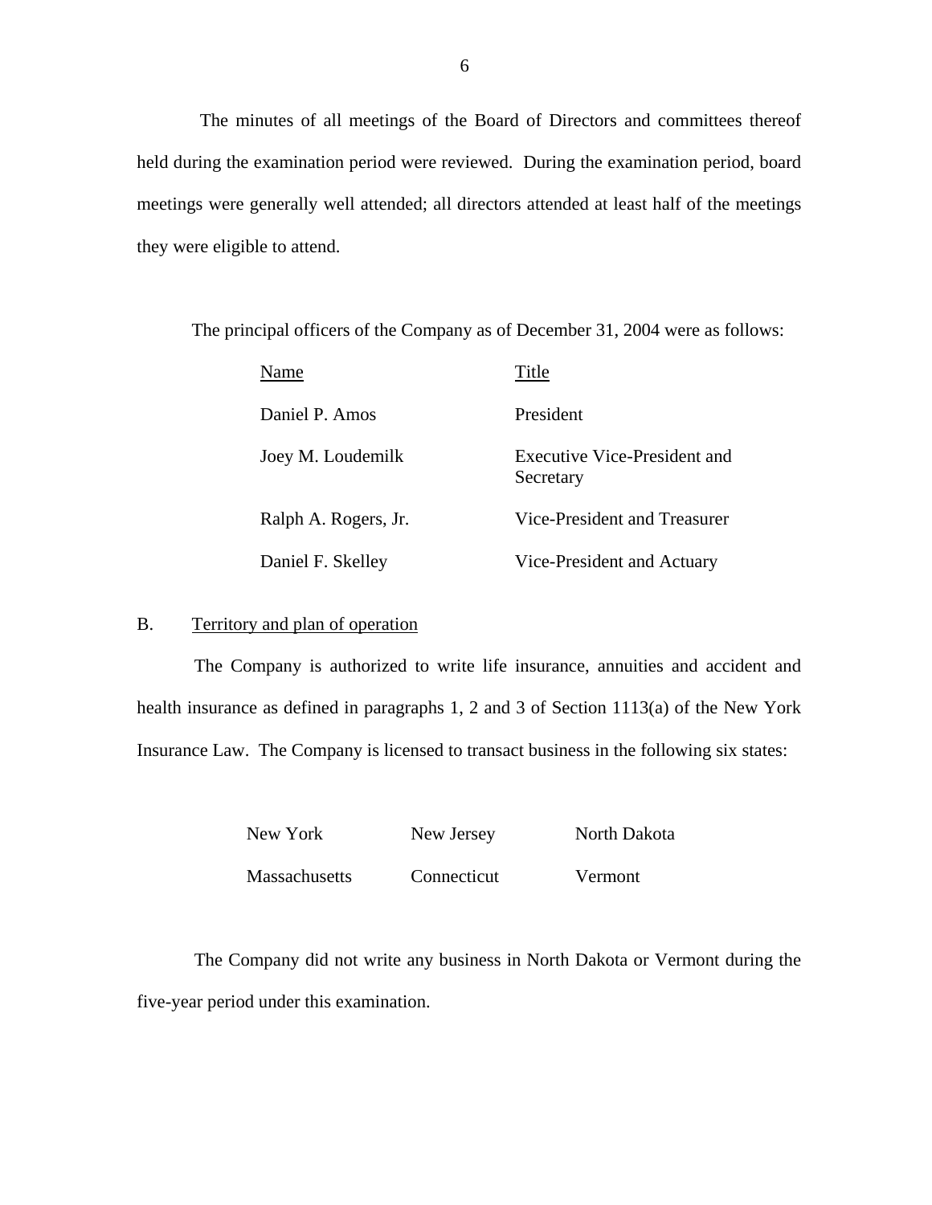The minutes of all meetings of the Board of Directors and committees thereof held during the examination period were reviewed. During the examination period, board meetings were generally well attended; all directors attended at least half of the meetings they were eligible to attend.

The principal officers of the Company as of December 31, 2004 were as follows:

| Name | Title |
|---|---|
| Daniel P. Amos | President |
| Joey M. Loudemilk | Executive Vice-President and Secretary |
| Ralph A. Rogers, Jr. | Vice-President and Treasurer |
| Daniel F. Skelley | Vice-President and Actuary |

## B. Territory and plan of operation

The Company is authorized to write life insurance, annuities and accident and health insurance as defined in paragraphs 1, 2 and 3 of Section 1113(a) of the New York Insurance Law. The Company is licensed to transact business in the following six states:

| | | |
|---|---|---|
| New York | New Jersey | North Dakota |
| Massachusetts | Connecticut | Vermont |

The Company did not write any business in North Dakota or Vermont during the five-year period under this examination.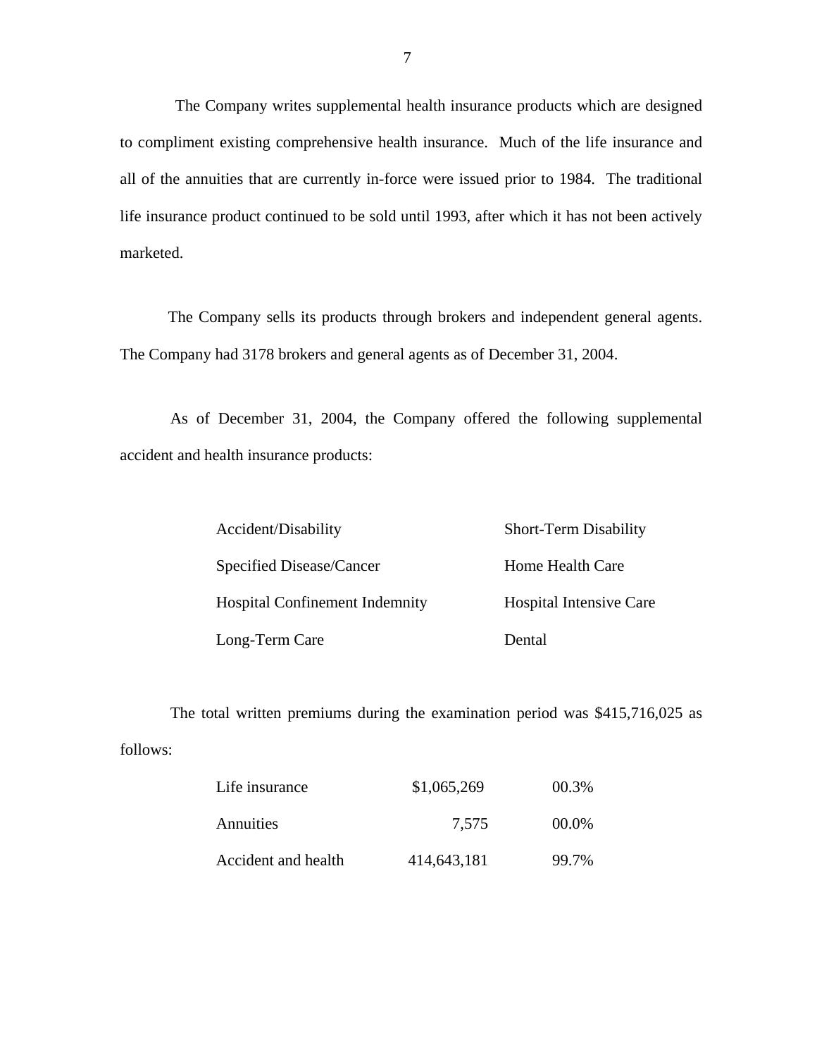The Company writes supplemental health insurance products which are designed to compliment existing comprehensive health insurance. Much of the life insurance and all of the annuities that are currently in-force were issued prior to 1984. The traditional life insurance product continued to be sold until 1993, after which it has not been actively marketed.

The Company sells its products through brokers and independent general agents. The Company had 3178 brokers and general agents as of December 31, 2004.

As of December 31, 2004, the Company offered the following supplemental accident and health insurance products:

| | |
|---|---|
| Accident/Disability | Short-Term Disability |
| Specified Disease/Cancer | Home Health Care |
| Hospital Confinement Indemnity | Hospital Intensive Care |
| Long-Term Care | Dental |

The total written premiums during the examination period was $415,716,025 as follows:

| | | |
|---|---|---|
| Life insurance | $1,065,269 | 00.3% |
| Annuities | 7,575 | 00.0% |
| Accident and health | 414,643,181 | 99.7% |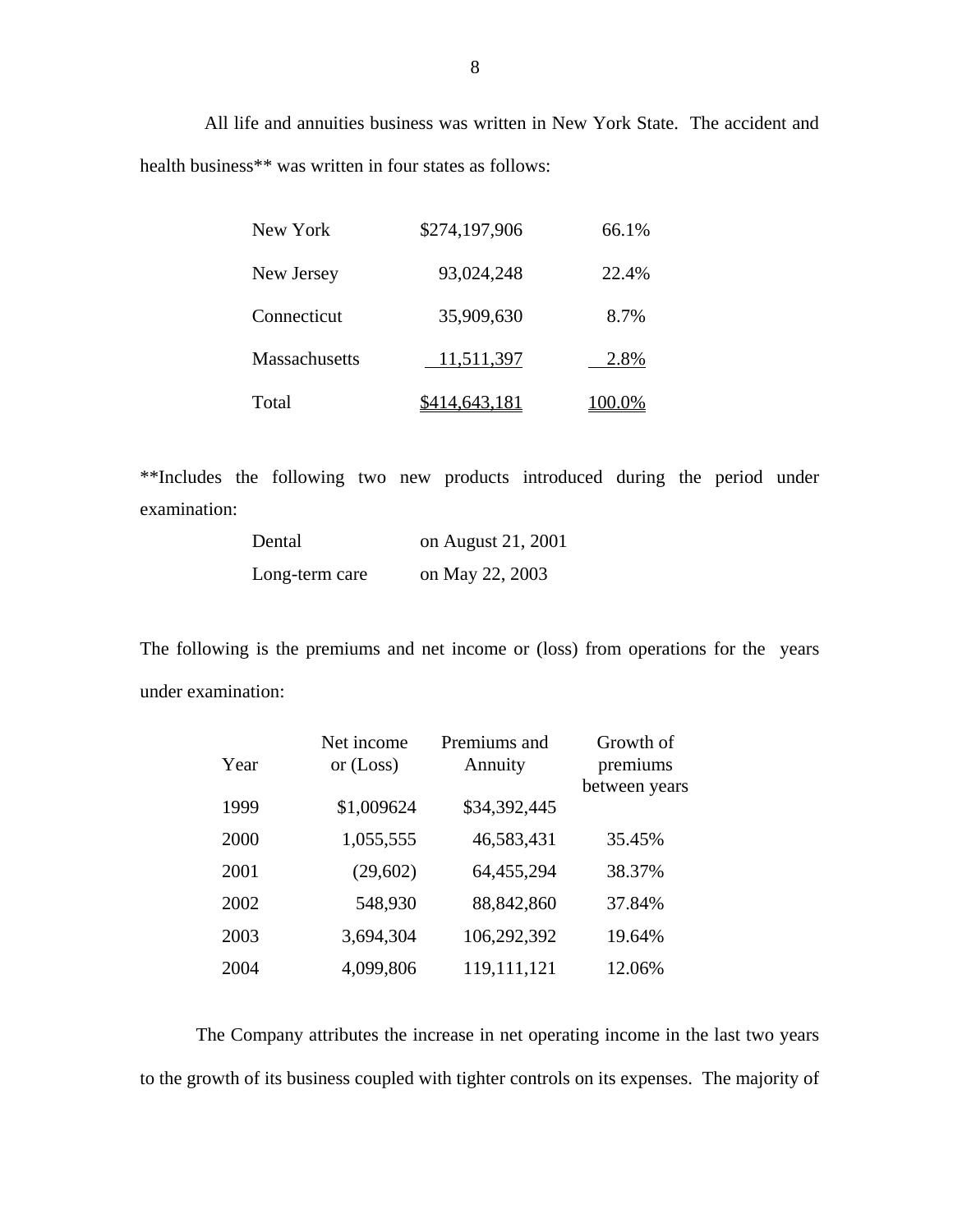All life and annuities business was written in New York State. The accident and health business** was written in four states as follows:

| | | |
|---|---|---|
| New York | $274,197,906 | 66.1% |
| New Jersey | 93,024,248 | 22.4% |
| Connecticut | 35,909,630 | 8.7% |
| Massachusetts | 11,511,397 | 2.8% |
| Total | $414,643,181 | 100.0% |

**Includes the following two new products introduced during the period under examination:

| | |
|---|---|
| Dental | on August 21, 2001 |
| Long-term care | on May 22, 2003 |

The following is the premiums and net income or (loss) from operations for the years under examination:

| Year | Net income or (Loss) | Premiums and Annuity | Growth of premiums between years |
|---|---|---|---|
| 1999 | $1,009624 | $34,392,445 | |
| 2000 | 1,055,555 | 46,583,431 | 35.45% |
| 2001 | (29,602) | 64,455,294 | 38.37% |
| 2002 | 548,930 | 88,842,860 | 37.84% |
| 2003 | 3,694,304 | 106,292,392 | 19.64% |
| 2004 | 4,099,806 | 119,111,121 | 12.06% |

The Company attributes the increase in net operating income in the last two years to the growth of its business coupled with tighter controls on its expenses. The majority of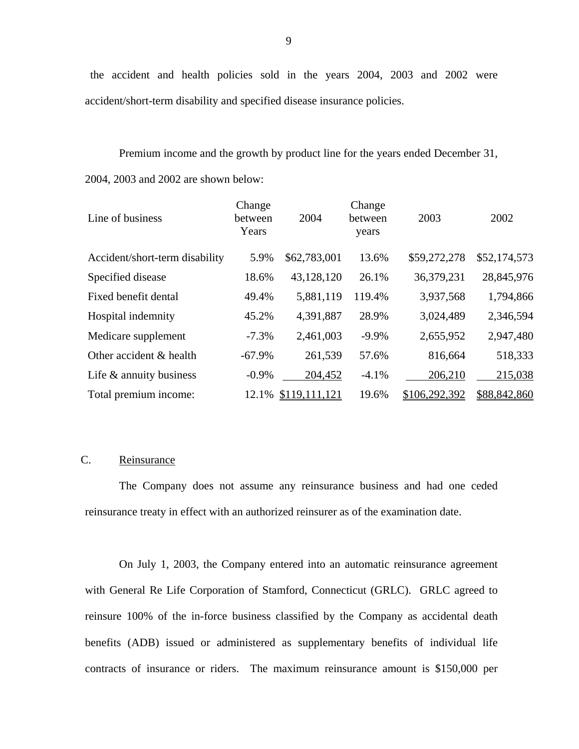the accident and health policies sold in the years 2004, 2003 and 2002 were accident/short-term disability and specified disease insurance policies.

Premium income and the growth by product line for the years ended December 31, 2004, 2003 and 2002 are shown below:

| Line of business | Change between Years | 2004 | Change between years | 2003 | 2002 |
|---|---|---|---|---|---|
| Accident/short-term disability | 5.9% | $62,783,001 | 13.6% | $59,272,278 | $52,174,573 |
| Specified disease | 18.6% | 43,128,120 | 26.1% | 36,379,231 | 28,845,976 |
| Fixed benefit dental | 49.4% | 5,881,119 | 119.4% | 3,937,568 | 1,794,866 |
| Hospital indemnity | 45.2% | 4,391,887 | 28.9% | 3,024,489 | 2,346,594 |
| Medicare supplement | -7.3% | 2,461,003 | -9.9% | 2,655,952 | 2,947,480 |
| Other accident & health | -67.9% | 261,539 | 57.6% | 816,664 | 518,333 |
| Life & annuity business | -0.9% | 204,452 | -4.1% | 206,210 | 215,038 |
| Total premium income: | 12.1% | $119,111,121 | 19.6% | $106,292,392 | $88,842,860 |

C. Reinsurance

The Company does not assume any reinsurance business and had one ceded reinsurance treaty in effect with an authorized reinsurer as of the examination date.

On July 1, 2003, the Company entered into an automatic reinsurance agreement with General Re Life Corporation of Stamford, Connecticut (GRLC). GRLC agreed to reinsure 100% of the in-force business classified by the Company as accidental death benefits (ADB) issued or administered as supplementary benefits of individual life contracts of insurance or riders. The maximum reinsurance amount is $150,000 per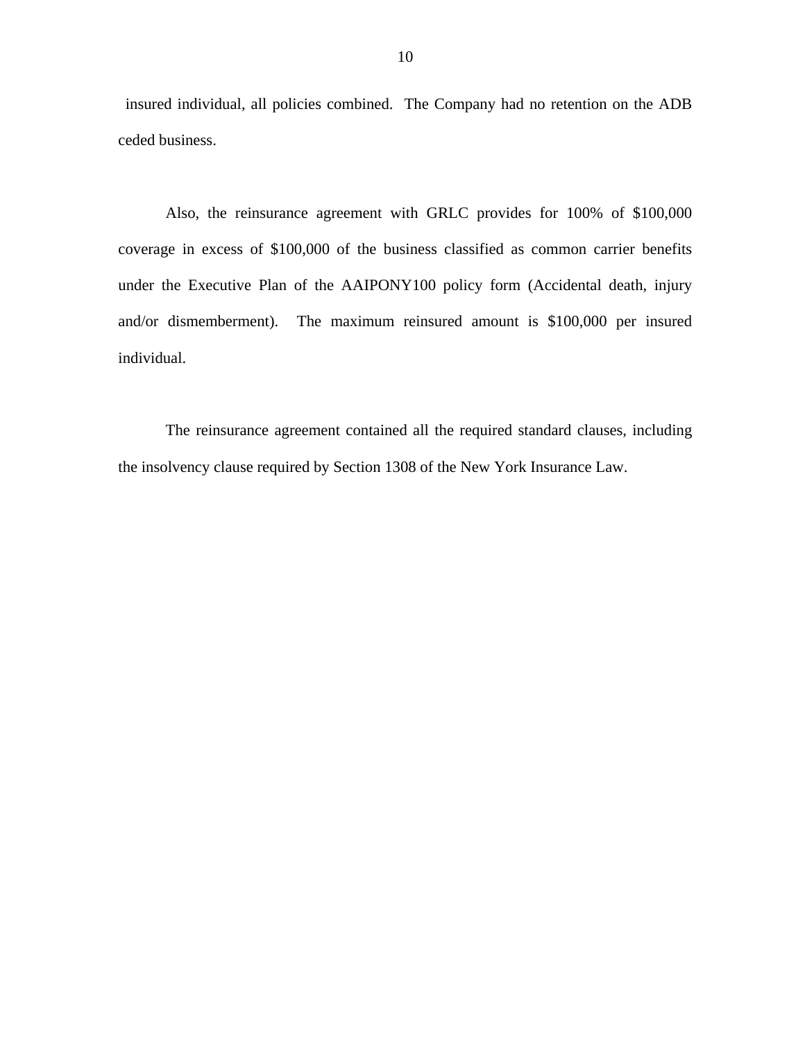insured individual, all policies combined. The Company had no retention on the ADB ceded business.

Also, the reinsurance agreement with GRLC provides for 100% of $100,000 coverage in excess of $100,000 of the business classified as common carrier benefits under the Executive Plan of the AAIPONY100 policy form (Accidental death, injury and/or dismemberment). The maximum reinsured amount is $100,000 per insured individual.

The reinsurance agreement contained all the required standard clauses, including the insolvency clause required by Section 1308 of the New York Insurance Law.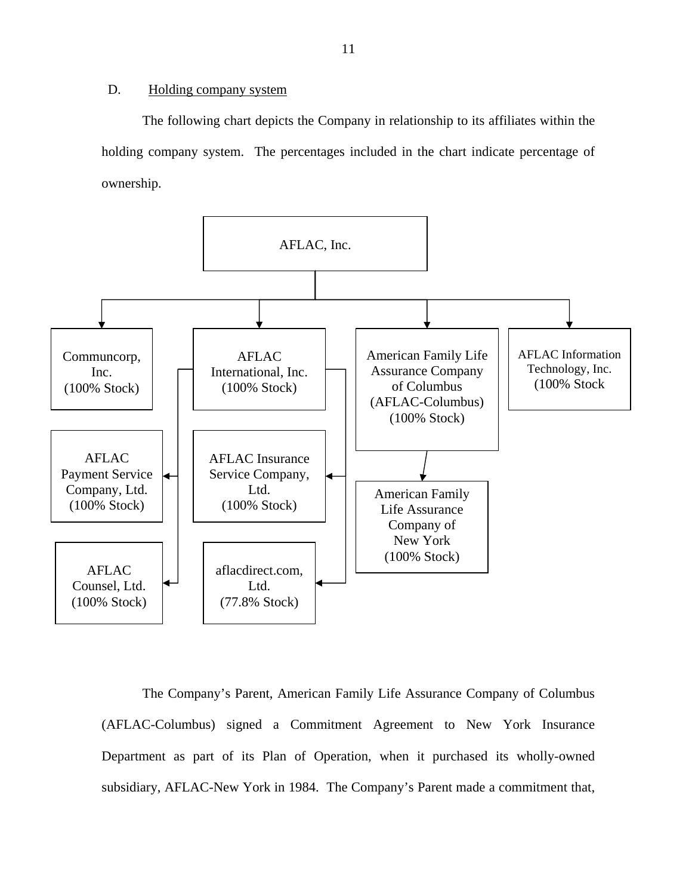D. Holding company system

The following chart depicts the Company in relationship to its affiliates within the holding company system. The percentages included in the chart indicate percentage of ownership.

AFLAC, Inc.

- Communcorp, Inc. (100% Stock)
- AFLAC International, Inc. (100% Stock)
  - AFLAC Payment Service Company, Ltd. (100% Stock)
  - AFLAC Counsel, Ltd. (100% Stock)
  - AFLAC Insurance Service Company, Ltd. (100% Stock)
  - aflacdirect.com, Ltd. (77.8% Stock)
- American Family Life Assurance Company of Columbus (AFLAC-Columbus) (100% Stock)
  - American Family Life Assurance Company of New York (100% Stock)
- AFLAC Information Technology, Inc. (100% Stock

The Company's Parent, American Family Life Assurance Company of Columbus (AFLAC-Columbus) signed a Commitment Agreement to New York Insurance Department as part of its Plan of Operation, when it purchased its wholly-owned subsidiary, AFLAC-New York in 1984. The Company's Parent made a commitment that,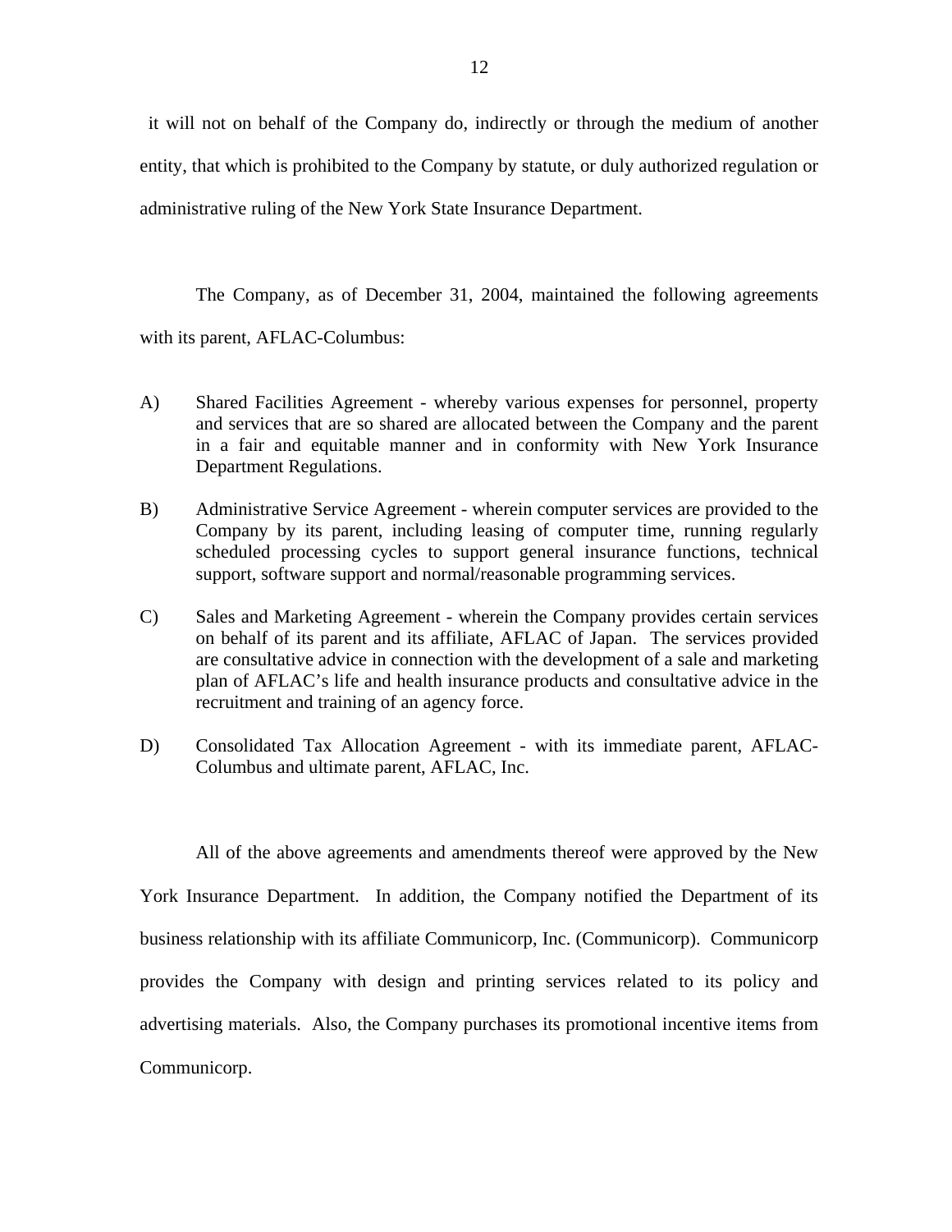it will not on behalf of the Company do, indirectly or through the medium of another entity, that which is prohibited to the Company by statute, or duly authorized regulation or administrative ruling of the New York State Insurance Department.

The Company, as of December 31, 2004, maintained the following agreements with its parent, AFLAC-Columbus:

A) Shared Facilities Agreement - whereby various expenses for personnel, property and services that are so shared are allocated between the Company and the parent in a fair and equitable manner and in conformity with New York Insurance Department Regulations.

B) Administrative Service Agreement - wherein computer services are provided to the Company by its parent, including leasing of computer time, running regularly scheduled processing cycles to support general insurance functions, technical support, software support and normal/reasonable programming services.

C) Sales and Marketing Agreement - wherein the Company provides certain services on behalf of its parent and its affiliate, AFLAC of Japan. The services provided are consultative advice in connection with the development of a sale and marketing plan of AFLAC's life and health insurance products and consultative advice in the recruitment and training of an agency force.

D) Consolidated Tax Allocation Agreement - with its immediate parent, AFLAC-Columbus and ultimate parent, AFLAC, Inc.

All of the above agreements and amendments thereof were approved by the New York Insurance Department. In addition, the Company notified the Department of its business relationship with its affiliate Communicorp, Inc. (Communicorp). Communicorp provides the Company with design and printing services related to its policy and advertising materials. Also, the Company purchases its promotional incentive items from Communicorp.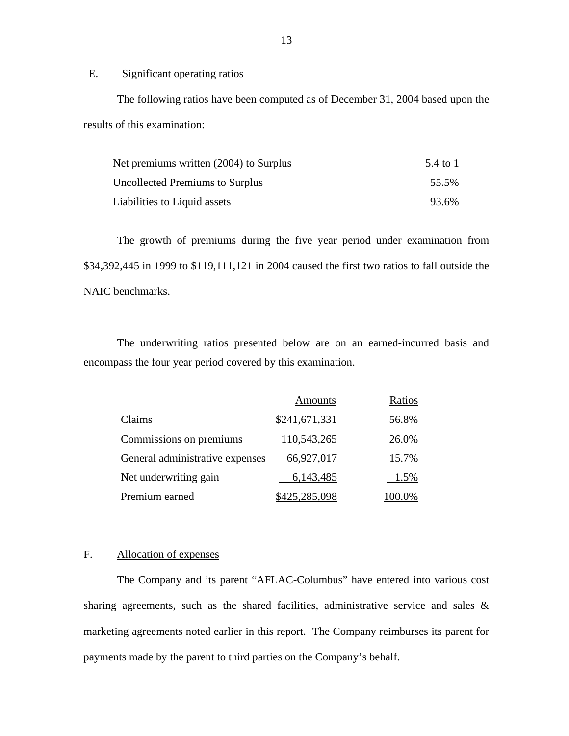## E. Significant operating ratios

The following ratios have been computed as of December 31, 2004 based upon the results of this examination:

| | |
|---|---|
| Net premiums written (2004) to Surplus | 5.4 to 1 |
| Uncollected Premiums to Surplus | 55.5% |
| Liabilities to Liquid assets | 93.6% |

The growth of premiums during the five year period under examination from $34,392,445 in 1999 to $119,111,121 in 2004 caused the first two ratios to fall outside the NAIC benchmarks.

The underwriting ratios presented below are on an earned-incurred basis and encompass the four year period covered by this examination.

| | Amounts | Ratios |
|---|---|---|
| Claims | $241,671,331 | 56.8% |
| Commissions on premiums | 110,543,265 | 26.0% |
| General administrative expenses | 66,927,017 | 15.7% |
| Net underwriting gain | 6,143,485 | 1.5% |
| Premium earned | $425,285,098 | 100.0% |

## F. Allocation of expenses

The Company and its parent "AFLAC-Columbus" have entered into various cost sharing agreements, such as the shared facilities, administrative service and sales & marketing agreements noted earlier in this report. The Company reimburses its parent for payments made by the parent to third parties on the Company's behalf.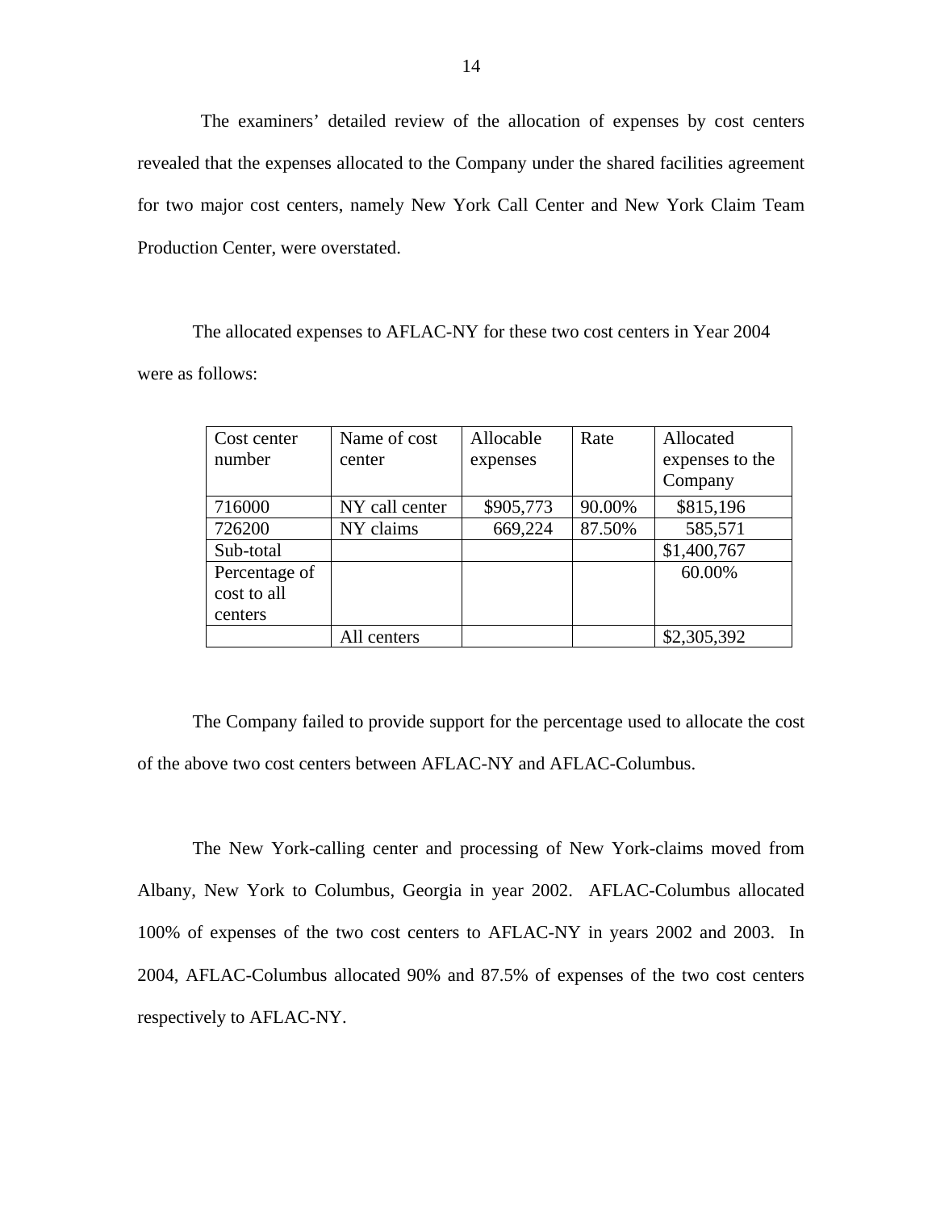The examiners' detailed review of the allocation of expenses by cost centers revealed that the expenses allocated to the Company under the shared facilities agreement for two major cost centers, namely New York Call Center and New York Claim Team Production Center, were overstated.

The allocated expenses to AFLAC-NY for these two cost centers in Year 2004 were as follows:

| Cost center number | Name of cost center | Allocable expenses | Rate | Allocated expenses to the Company |
|---|---|---|---|---|
| 716000 | NY call center | $905,773 | 90.00% | $815,196 |
| 726200 | NY claims | 669,224 | 87.50% | 585,571 |
| Sub-total | | | | $1,400,767 |
| Percentage of cost to all centers | | | | 60.00% |
| | All centers | | | $2,305,392 |

The Company failed to provide support for the percentage used to allocate the cost of the above two cost centers between AFLAC-NY and AFLAC-Columbus.

The New York-calling center and processing of New York-claims moved from Albany, New York to Columbus, Georgia in year 2002. AFLAC-Columbus allocated 100% of expenses of the two cost centers to AFLAC-NY in years 2002 and 2003. In 2004, AFLAC-Columbus allocated 90% and 87.5% of expenses of the two cost centers respectively to AFLAC-NY.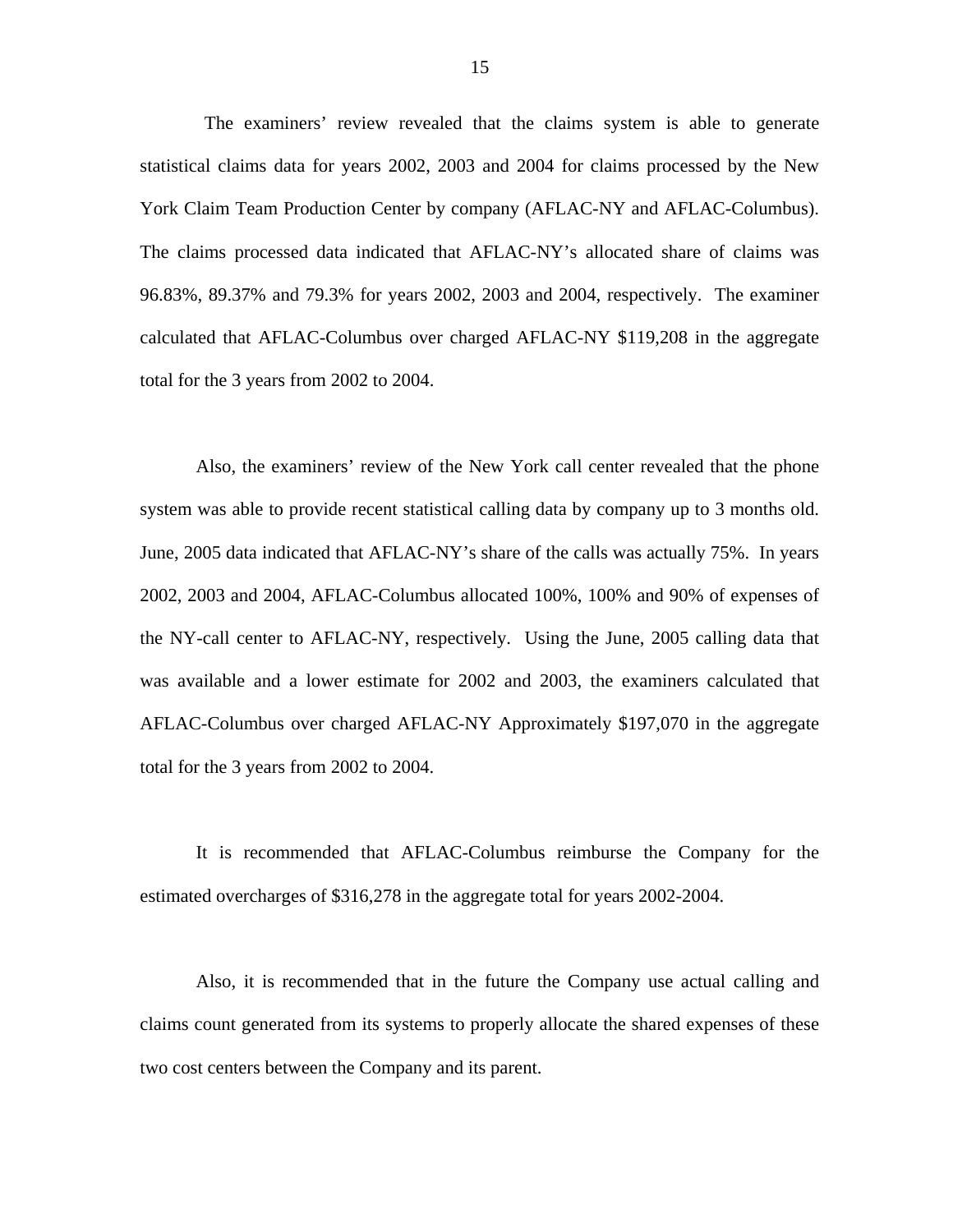The examiners' review revealed that the claims system is able to generate statistical claims data for years 2002, 2003 and 2004 for claims processed by the New York Claim Team Production Center by company (AFLAC-NY and AFLAC-Columbus). The claims processed data indicated that AFLAC-NY's allocated share of claims was 96.83%, 89.37% and 79.3% for years 2002, 2003 and 2004, respectively. The examiner calculated that AFLAC-Columbus over charged AFLAC-NY $119,208 in the aggregate total for the 3 years from 2002 to 2004.

Also, the examiners' review of the New York call center revealed that the phone system was able to provide recent statistical calling data by company up to 3 months old. June, 2005 data indicated that AFLAC-NY's share of the calls was actually 75%. In years 2002, 2003 and 2004, AFLAC-Columbus allocated 100%, 100% and 90% of expenses of the NY-call center to AFLAC-NY, respectively. Using the June, 2005 calling data that was available and a lower estimate for 2002 and 2003, the examiners calculated that AFLAC-Columbus over charged AFLAC-NY Approximately $197,070 in the aggregate total for the 3 years from 2002 to 2004.

It is recommended that AFLAC-Columbus reimburse the Company for the estimated overcharges of $316,278 in the aggregate total for years 2002-2004.

Also, it is recommended that in the future the Company use actual calling and claims count generated from its systems to properly allocate the shared expenses of these two cost centers between the Company and its parent.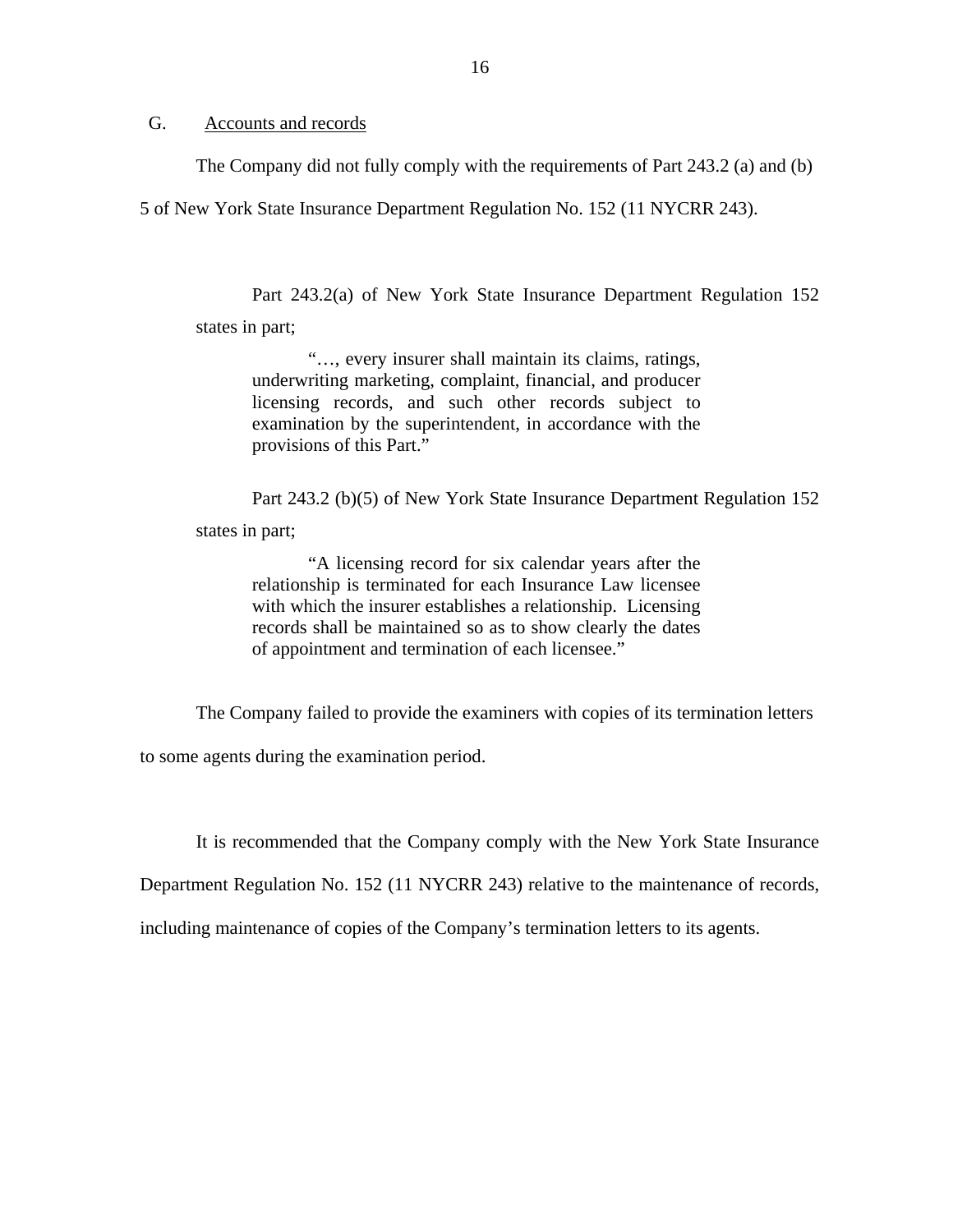## G. Accounts and records

The Company did not fully comply with the requirements of Part 243.2 (a) and (b) 5 of New York State Insurance Department Regulation No. 152 (11 NYCRR 243).

Part 243.2(a) of New York State Insurance Department Regulation 152 states in part;

> "…, every insurer shall maintain its claims, ratings, underwriting marketing, complaint, financial, and producer licensing records, and such other records subject to examination by the superintendent, in accordance with the provisions of this Part."

Part 243.2 (b)(5) of New York State Insurance Department Regulation 152 states in part;

> "A licensing record for six calendar years after the relationship is terminated for each Insurance Law licensee with which the insurer establishes a relationship. Licensing records shall be maintained so as to show clearly the dates of appointment and termination of each licensee."

The Company failed to provide the examiners with copies of its termination letters to some agents during the examination period.

It is recommended that the Company comply with the New York State Insurance Department Regulation No. 152 (11 NYCRR 243) relative to the maintenance of records, including maintenance of copies of the Company's termination letters to its agents.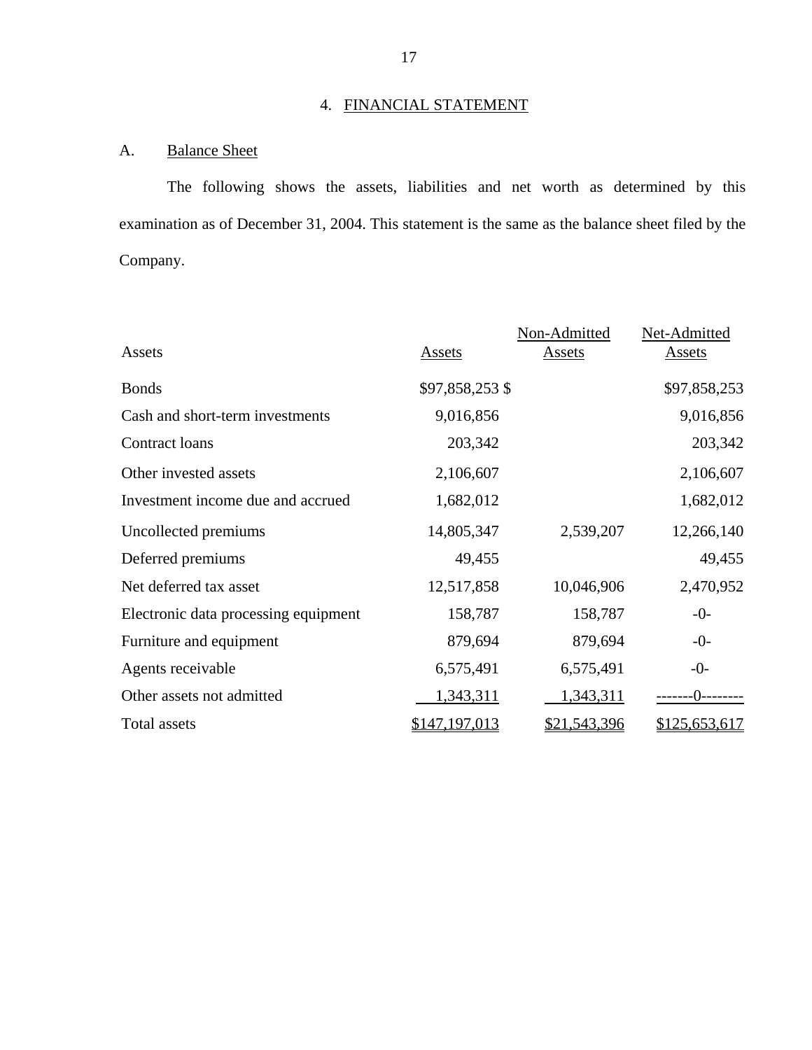## 4. FINANCIAL STATEMENT

### A. Balance Sheet

The following shows the assets, liabilities and net worth as determined by this examination as of December 31, 2004. This statement is the same as the balance sheet filed by the Company.

| Assets | Assets | Non-Admitted Assets | Net-Admitted Assets |
|---|---|---|---|
| Bonds | $97,858,253 | $ | $97,858,253 |
| Cash and short-term investments | 9,016,856 | | 9,016,856 |
| Contract loans | 203,342 | | 203,342 |
| Other invested assets | 2,106,607 | | 2,106,607 |
| Investment income due and accrued | 1,682,012 | | 1,682,012 |
| Uncollected premiums | 14,805,347 | 2,539,207 | 12,266,140 |
| Deferred premiums | 49,455 | | 49,455 |
| Net deferred tax asset | 12,517,858 | 10,046,906 | 2,470,952 |
| Electronic data processing equipment | 158,787 | 158,787 | -0- |
| Furniture and equipment | 879,694 | 879,694 | -0- |
| Agents receivable | 6,575,491 | 6,575,491 | -0- |
| Other assets not admitted | 1,343,311 | 1,343,311 | -------0-------- |
| Total assets | $147,197,013 | $21,543,396 | $125,653,617 |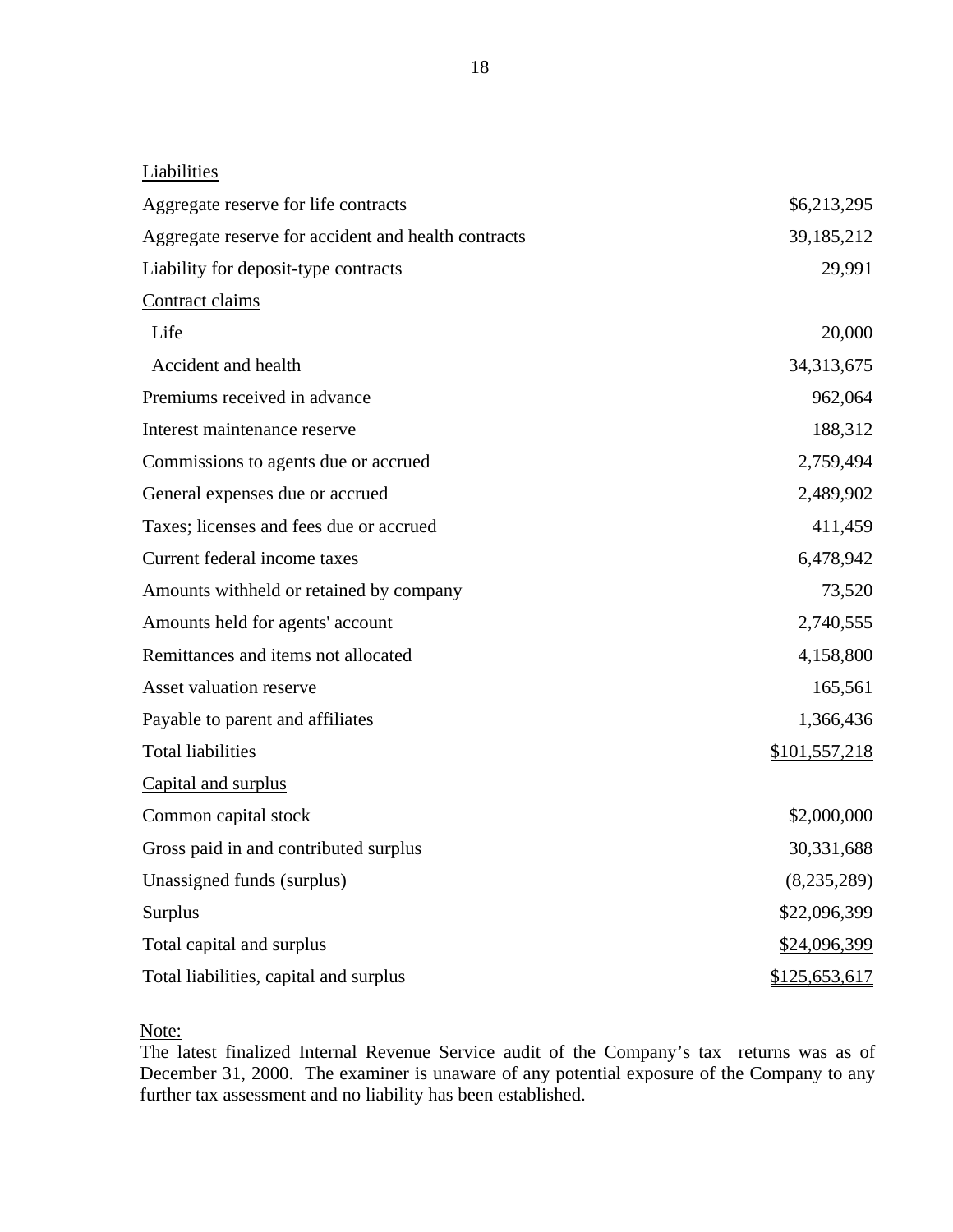| Liabilities | |
|---|---|
| Aggregate reserve for life contracts | \$6,213,295 |
| Aggregate reserve for accident and health contracts | 39,185,212 |
| Liability for deposit-type contracts | 29,991 |
| Contract claims | |
| Life | 20,000 |
| Accident and health | 34,313,675 |
| Premiums received in advance | 962,064 |
| Interest maintenance reserve | 188,312 |
| Commissions to agents due or accrued | 2,759,494 |
| General expenses due or accrued | 2,489,902 |
| Taxes; licenses and fees due or accrued | 411,459 |
| Current federal income taxes | 6,478,942 |
| Amounts withheld or retained by company | 73,520 |
| Amounts held for agents' account | 2,740,555 |
| Remittances and items not allocated | 4,158,800 |
| Asset valuation reserve | 165,561 |
| Payable to parent and affiliates | 1,366,436 |
| Total liabilities | \$101,557,218 |
| Capital and surplus | |
| Common capital stock | \$2,000,000 |
| Gross paid in and contributed surplus | 30,331,688 |
| Unassigned funds (surplus) | (8,235,289) |
| Surplus | \$22,096,399 |
| Total capital and surplus | \$24,096,399 |
| Total liabilities, capital and surplus | \$125,653,617 |

Note:
The latest finalized Internal Revenue Service audit of the Company's tax returns was as of December 31, 2000. The examiner is unaware of any potential exposure of the Company to any further tax assessment and no liability has been established.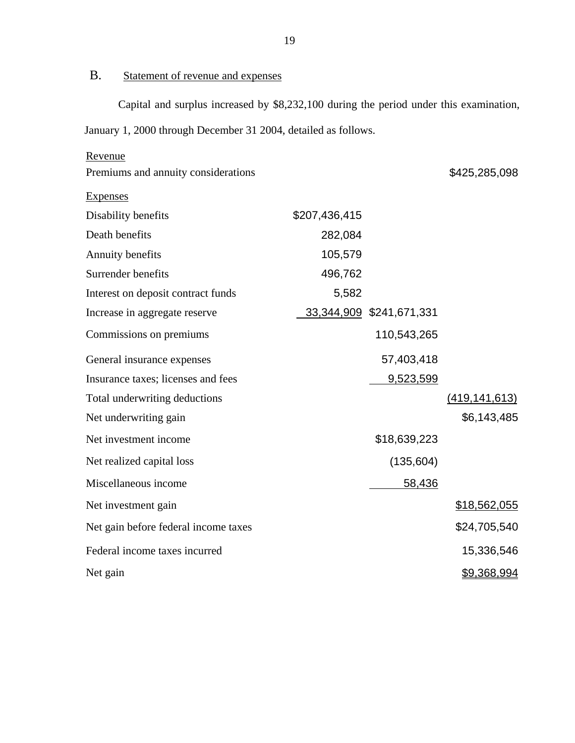## B. Statement of revenue and expenses

Capital and surplus increased by $8,232,100 during the period under this examination, January 1, 2000 through December 31 2004, detailed as follows.

| | | | |
|---|---|---|---|
| Revenue | | | |
| Premiums and annuity considerations | | | $425,285,098 |
| Expenses | | | |
| Disability benefits | $207,436,415 | | |
| Death benefits | 282,084 | | |
| Annuity benefits | 105,579 | | |
| Surrender benefits | 496,762 | | |
| Interest on deposit contract funds | 5,582 | | |
| Increase in aggregate reserve | 33,344,909 | $241,671,331 | |
| Commissions on premiums | | 110,543,265 | |
| General insurance expenses | | 57,403,418 | |
| Insurance taxes; licenses and fees | | 9,523,599 | |
| Total underwriting deductions | | | (419,141,613) |
| Net underwriting gain | | | $6,143,485 |
| Net investment income | | $18,639,223 | |
| Net realized capital loss | | (135,604) | |
| Miscellaneous income | | 58,436 | |
| Net investment gain | | | $18,562,055 |
| Net gain before federal income taxes | | | $24,705,540 |
| Federal income taxes incurred | | | 15,336,546 |
| Net gain | | | $9,368,994 |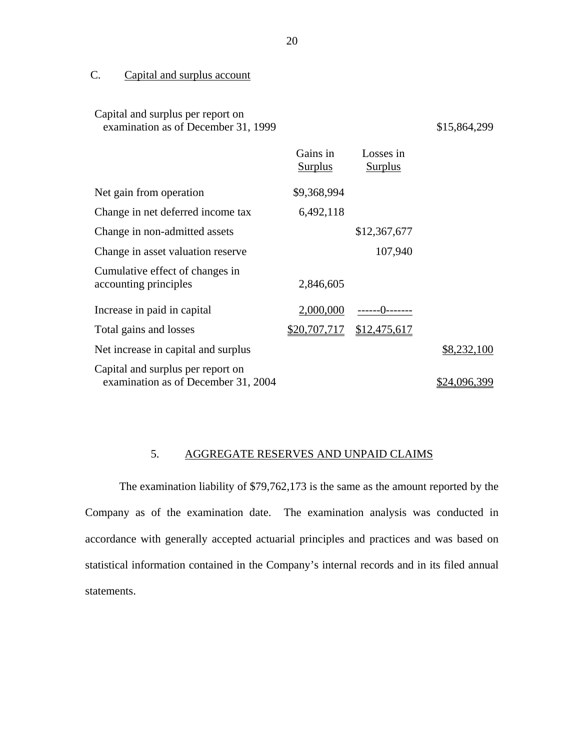C. Capital and surplus account

| | Gains in Surplus | Losses in Surplus | |
|---|---|---|---|
| Capital and surplus per report on examination as of December 31, 1999 | | | $15,864,299 |
| Net gain from operation | $9,368,994 | | |
| Change in net deferred income tax | 6,492,118 | | |
| Change in non-admitted assets | | $12,367,677 | |
| Change in asset valuation reserve | | 107,940 | |
| Cumulative effect of changes in accounting principles | 2,846,605 | | |
| Increase in paid in capital | 2,000,000 | ------0------- | |
| Total gains and losses | $20,707,717 | $12,475,617 | |
| Net increase in capital and surplus | | | $8,232,100 |
| Capital and surplus per report on examination as of December 31, 2004 | | | $24,096,399 |

## 5. AGGREGATE RESERVES AND UNPAID CLAIMS

The examination liability of $79,762,173 is the same as the amount reported by the Company as of the examination date. The examination analysis was conducted in accordance with generally accepted actuarial principles and practices and was based on statistical information contained in the Company's internal records and in its filed annual statements.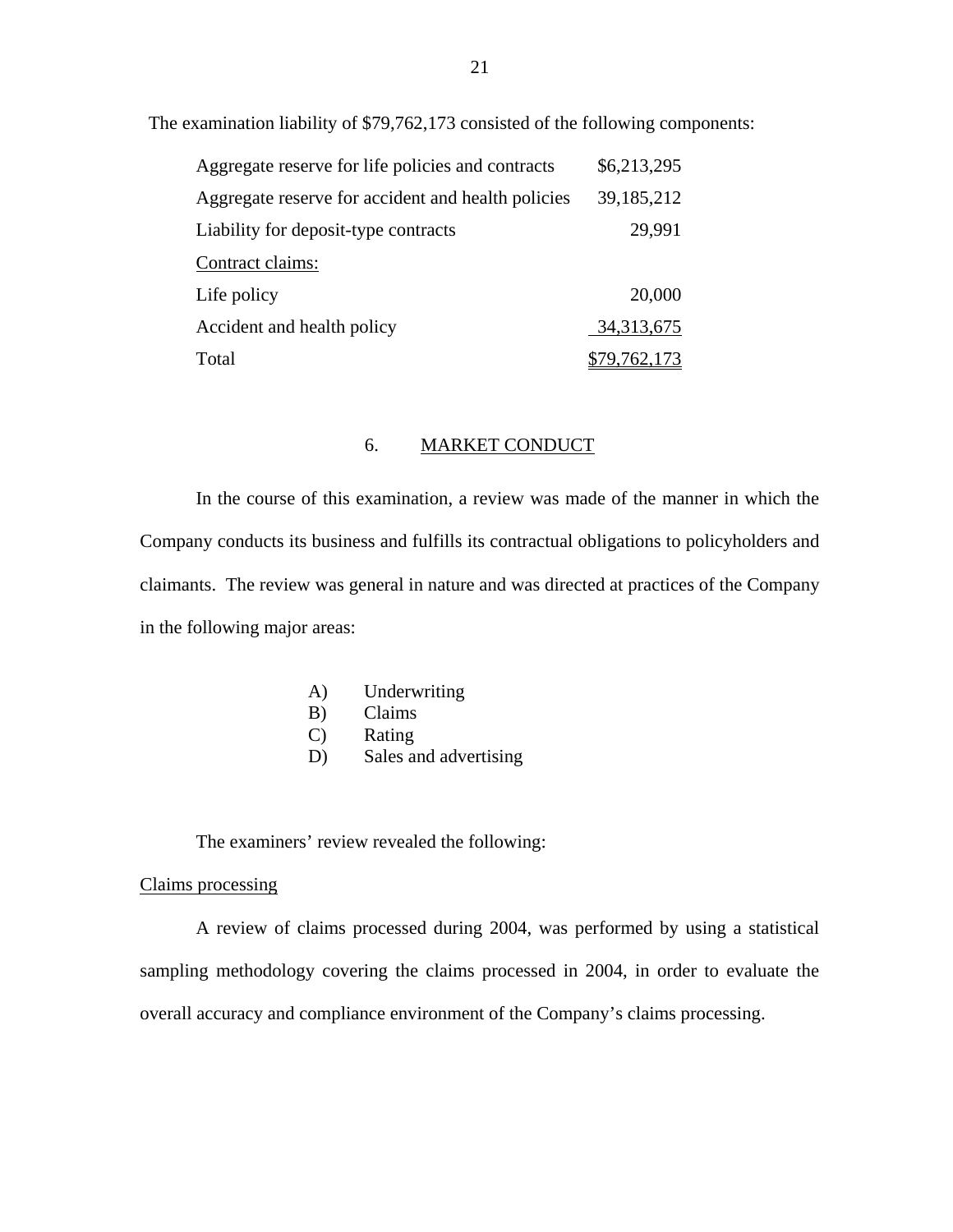The examination liability of $79,762,173 consisted of the following components:

| | |
|---|---|
| Aggregate reserve for life policies and contracts | $6,213,295 |
| Aggregate reserve for accident and health policies | 39,185,212 |
| Liability for deposit-type contracts | 29,991 |
| Contract claims: | |
| Life policy | 20,000 |
| Accident and health policy | 34,313,675 |
| Total | $79,762,173 |

## 6. MARKET CONDUCT

In the course of this examination, a review was made of the manner in which the Company conducts its business and fulfills its contractual obligations to policyholders and claimants. The review was general in nature and was directed at practices of the Company in the following major areas:

A) Underwriting
B) Claims
C) Rating
D) Sales and advertising

The examiners' review revealed the following:

Claims processing

A review of claims processed during 2004, was performed by using a statistical sampling methodology covering the claims processed in 2004, in order to evaluate the overall accuracy and compliance environment of the Company's claims processing.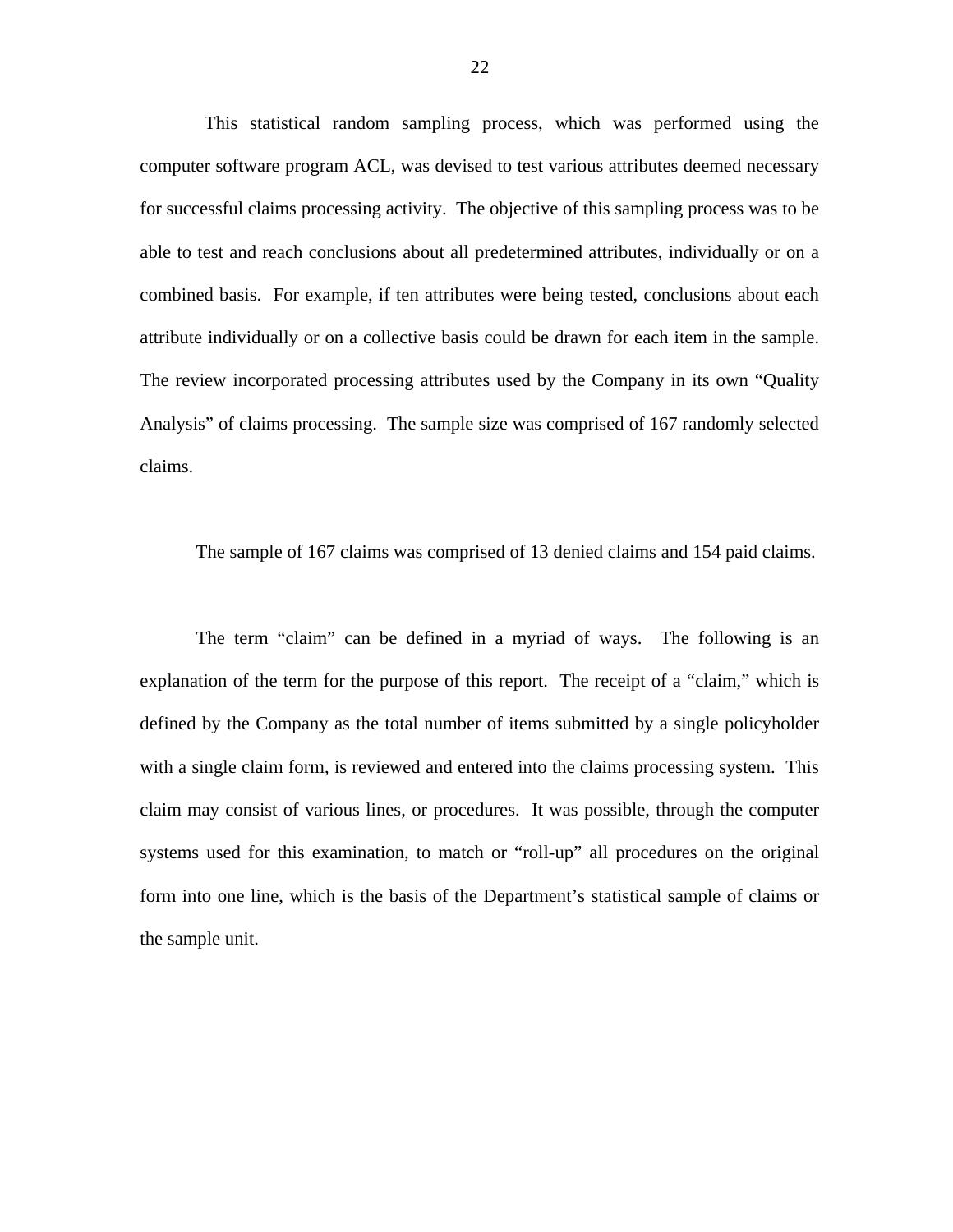This statistical random sampling process, which was performed using the computer software program ACL, was devised to test various attributes deemed necessary for successful claims processing activity. The objective of this sampling process was to be able to test and reach conclusions about all predetermined attributes, individually or on a combined basis. For example, if ten attributes were being tested, conclusions about each attribute individually or on a collective basis could be drawn for each item in the sample. The review incorporated processing attributes used by the Company in its own "Quality Analysis" of claims processing. The sample size was comprised of 167 randomly selected claims.

The sample of 167 claims was comprised of 13 denied claims and 154 paid claims.

The term "claim" can be defined in a myriad of ways. The following is an explanation of the term for the purpose of this report. The receipt of a "claim," which is defined by the Company as the total number of items submitted by a single policyholder with a single claim form, is reviewed and entered into the claims processing system. This claim may consist of various lines, or procedures. It was possible, through the computer systems used for this examination, to match or "roll-up" all procedures on the original form into one line, which is the basis of the Department's statistical sample of claims or the sample unit.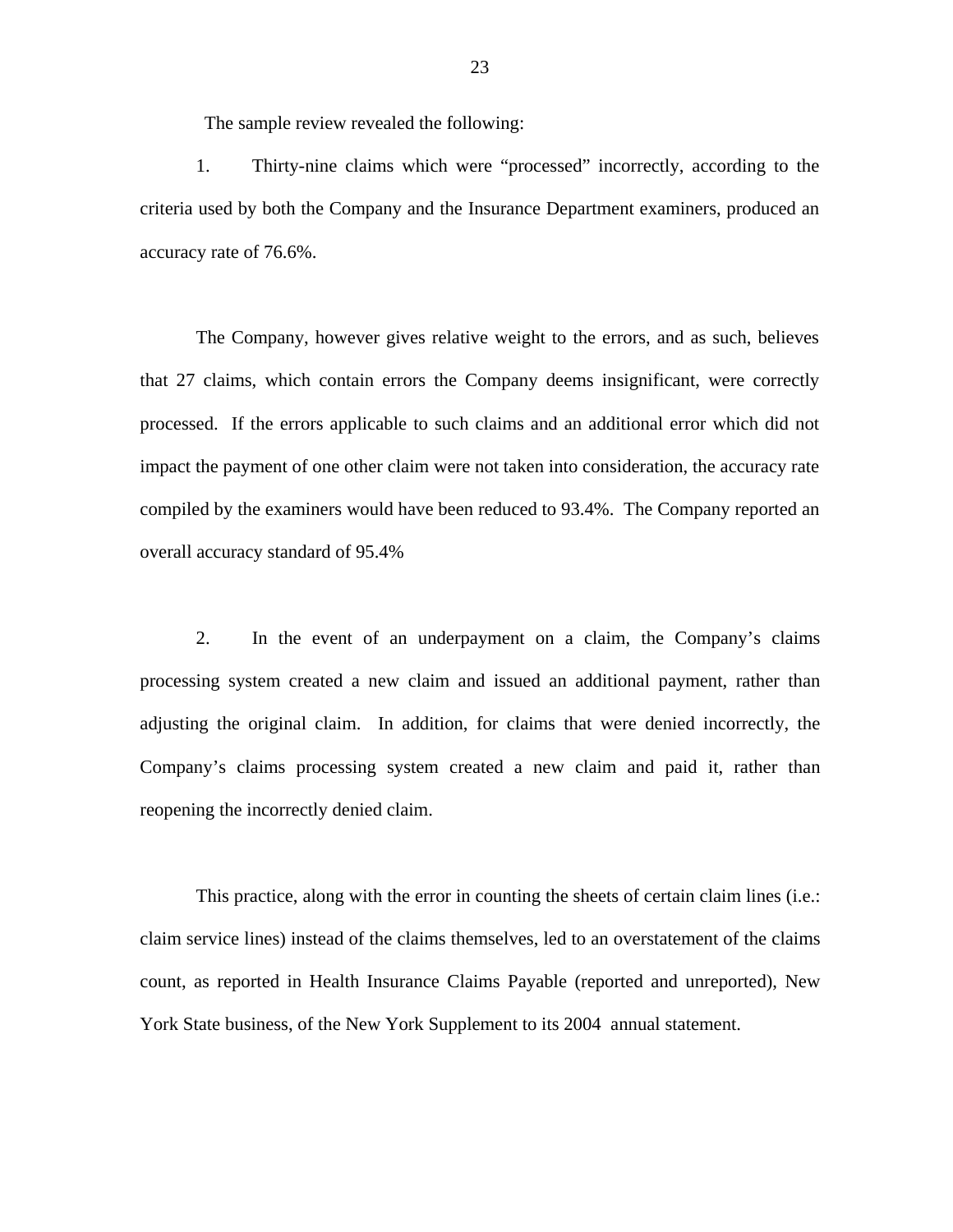The sample review revealed the following:

1. Thirty-nine claims which were "processed" incorrectly, according to the criteria used by both the Company and the Insurance Department examiners, produced an accuracy rate of 76.6%.

The Company, however gives relative weight to the errors, and as such, believes that 27 claims, which contain errors the Company deems insignificant, were correctly processed. If the errors applicable to such claims and an additional error which did not impact the payment of one other claim were not taken into consideration, the accuracy rate compiled by the examiners would have been reduced to 93.4%. The Company reported an overall accuracy standard of 95.4%

2. In the event of an underpayment on a claim, the Company's claims processing system created a new claim and issued an additional payment, rather than adjusting the original claim. In addition, for claims that were denied incorrectly, the Company's claims processing system created a new claim and paid it, rather than reopening the incorrectly denied claim.

This practice, along with the error in counting the sheets of certain claim lines (i.e.: claim service lines) instead of the claims themselves, led to an overstatement of the claims count, as reported in Health Insurance Claims Payable (reported and unreported), New York State business, of the New York Supplement to its 2004 annual statement.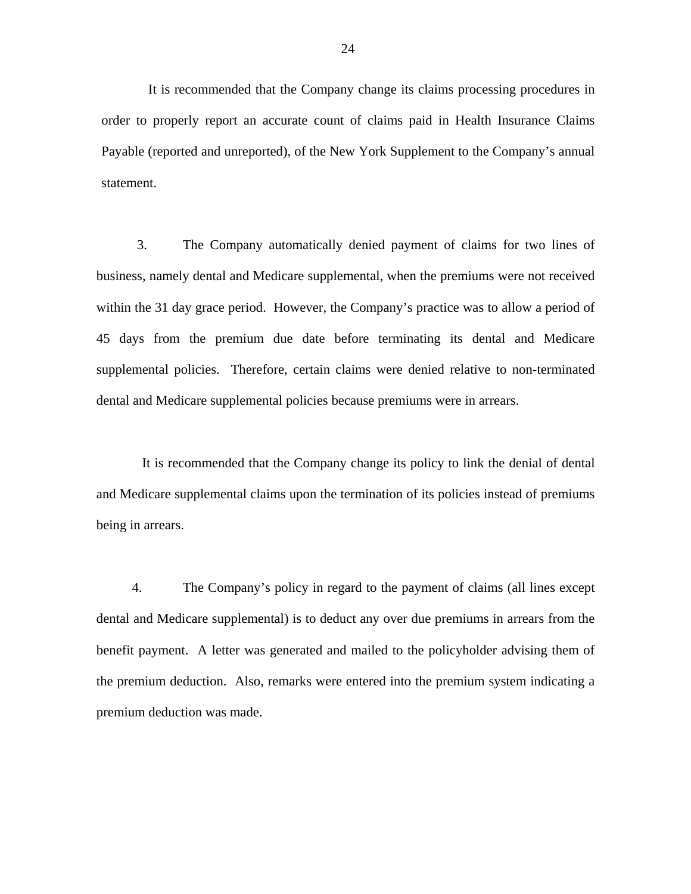It is recommended that the Company change its claims processing procedures in order to properly report an accurate count of claims paid in Health Insurance Claims Payable (reported and unreported), of the New York Supplement to the Company's annual statement.

3. The Company automatically denied payment of claims for two lines of business, namely dental and Medicare supplemental, when the premiums were not received within the 31 day grace period. However, the Company's practice was to allow a period of 45 days from the premium due date before terminating its dental and Medicare supplemental policies. Therefore, certain claims were denied relative to non-terminated dental and Medicare supplemental policies because premiums were in arrears.

It is recommended that the Company change its policy to link the denial of dental and Medicare supplemental claims upon the termination of its policies instead of premiums being in arrears.

4. The Company's policy in regard to the payment of claims (all lines except dental and Medicare supplemental) is to deduct any over due premiums in arrears from the benefit payment. A letter was generated and mailed to the policyholder advising them of the premium deduction. Also, remarks were entered into the premium system indicating a premium deduction was made.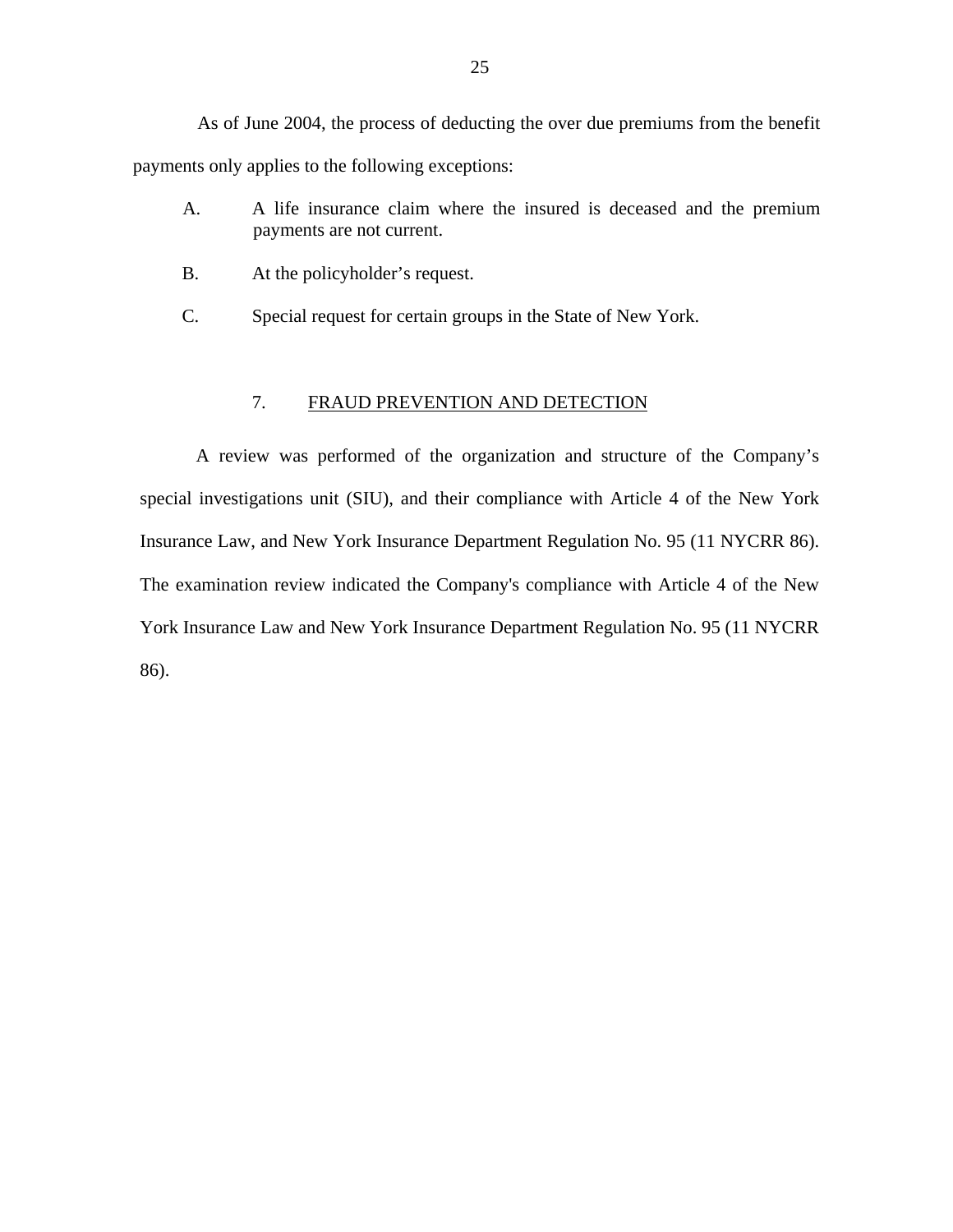As of June 2004, the process of deducting the over due premiums from the benefit payments only applies to the following exceptions:

A. A life insurance claim where the insured is deceased and the premium payments are not current.

B. At the policyholder's request.

C. Special request for certain groups in the State of New York.

## 7. FRAUD PREVENTION AND DETECTION

A review was performed of the organization and structure of the Company's special investigations unit (SIU), and their compliance with Article 4 of the New York Insurance Law, and New York Insurance Department Regulation No. 95 (11 NYCRR 86). The examination review indicated the Company's compliance with Article 4 of the New York Insurance Law and New York Insurance Department Regulation No. 95 (11 NYCRR 86).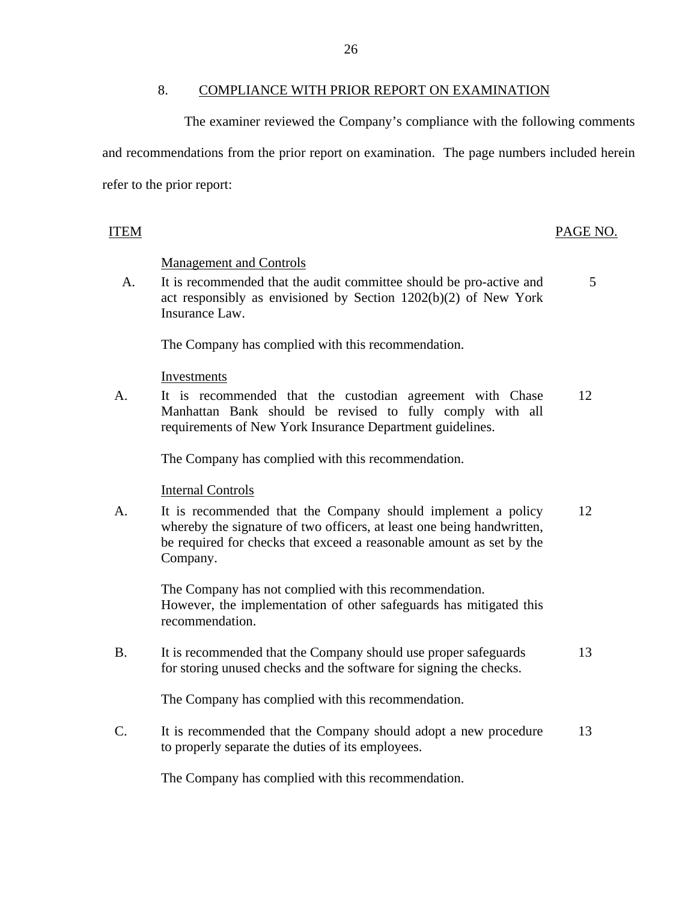## 8. COMPLIANCE WITH PRIOR REPORT ON EXAMINATION

The examiner reviewed the Company's compliance with the following comments and recommendations from the prior report on examination. The page numbers included herein refer to the prior report:

| ITEM | | PAGE NO. |
|---|---|---|
| | Management and Controls | |
| A. | It is recommended that the audit committee should be pro-active and act responsibly as envisioned by Section 1202(b)(2) of New York Insurance Law. | 5 |
| | The Company has complied with this recommendation. | |
| | Investments | |
| A. | It is recommended that the custodian agreement with Chase Manhattan Bank should be revised to fully comply with all requirements of New York Insurance Department guidelines. | 12 |
| | The Company has complied with this recommendation. | |
| | Internal Controls | |
| A. | It is recommended that the Company should implement a policy whereby the signature of two officers, at least one being handwritten, be required for checks that exceed a reasonable amount as set by the Company. | 12 |
| | The Company has not complied with this recommendation. However, the implementation of other safeguards has mitigated this recommendation. | |
| B. | It is recommended that the Company should use proper safeguards for storing unused checks and the software for signing the checks. | 13 |
| | The Company has complied with this recommendation. | |
| C. | It is recommended that the Company should adopt a new procedure to properly separate the duties of its employees. | 13 |
| | The Company has complied with this recommendation. | |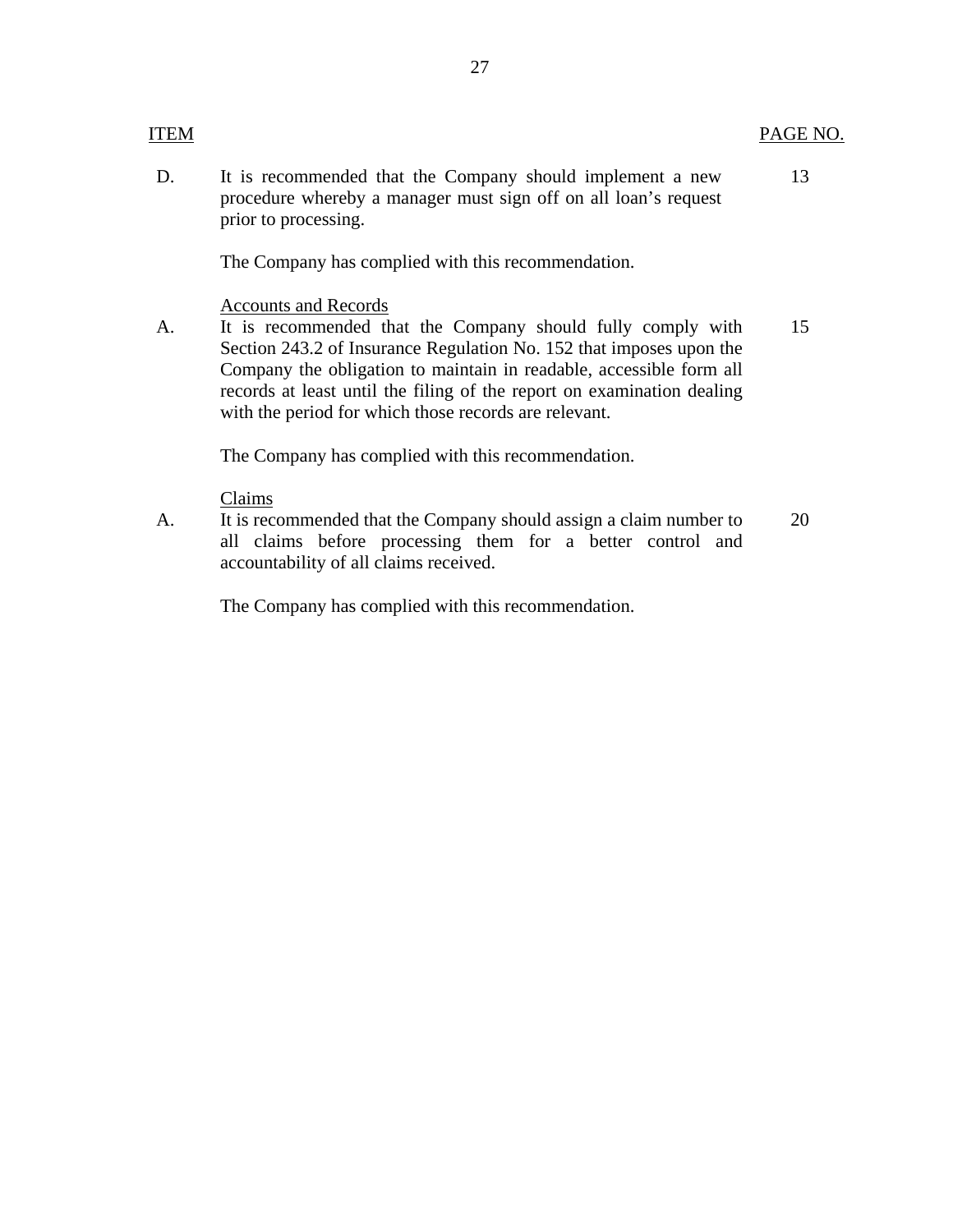| ITEM | | PAGE NO. |
|---|---|---|
| D. | It is recommended that the Company should implement a new procedure whereby a manager must sign off on all loan's request prior to processing.<br><br>The Company has complied with this recommendation. | 13 |
| | <u>Accounts and Records</u> | |
| A. | It is recommended that the Company should fully comply with Section 243.2 of Insurance Regulation No. 152 that imposes upon the Company the obligation to maintain in readable, accessible form all records at least until the filing of the report on examination dealing with the period for which those records are relevant.<br><br>The Company has complied with this recommendation. | 15 |
| | <u>Claims</u> | |
| A. | It is recommended that the Company should assign a claim number to all claims before processing them for a better control and accountability of all claims received.<br><br>The Company has complied with this recommendation. | 20 |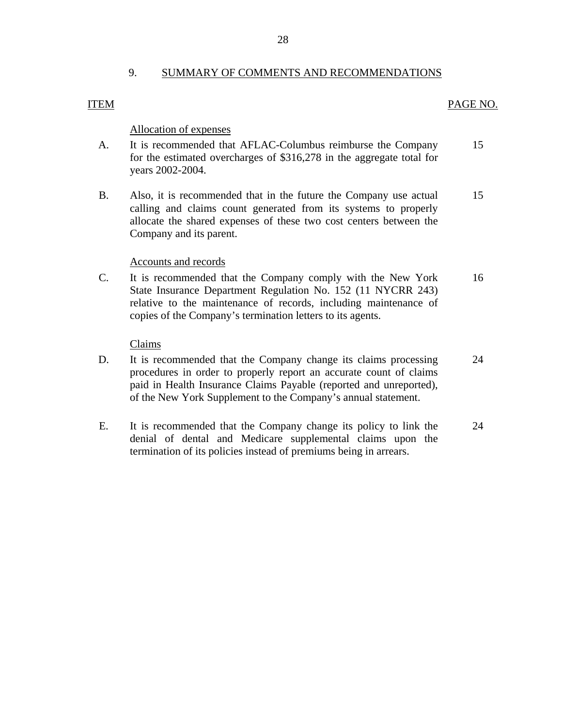## 9. SUMMARY OF COMMENTS AND RECOMMENDATIONS

| ITEM | | PAGE NO. |
|---|---|---|
| | Allocation of expenses | |
| A. | It is recommended that AFLAC-Columbus reimburse the Company for the estimated overcharges of $316,278 in the aggregate total for years 2002-2004. | 15 |
| B. | Also, it is recommended that in the future the Company use actual calling and claims count generated from its systems to properly allocate the shared expenses of these two cost centers between the Company and its parent. | 15 |
| | Accounts and records | |
| C. | It is recommended that the Company comply with the New York State Insurance Department Regulation No. 152 (11 NYCRR 243) relative to the maintenance of records, including maintenance of copies of the Company's termination letters to its agents. | 16 |
| | Claims | |
| D. | It is recommended that the Company change its claims processing procedures in order to properly report an accurate count of claims paid in Health Insurance Claims Payable (reported and unreported), of the New York Supplement to the Company's annual statement. | 24 |
| E. | It is recommended that the Company change its policy to link the denial of dental and Medicare supplemental claims upon the termination of its policies instead of premiums being in arrears. | 24 |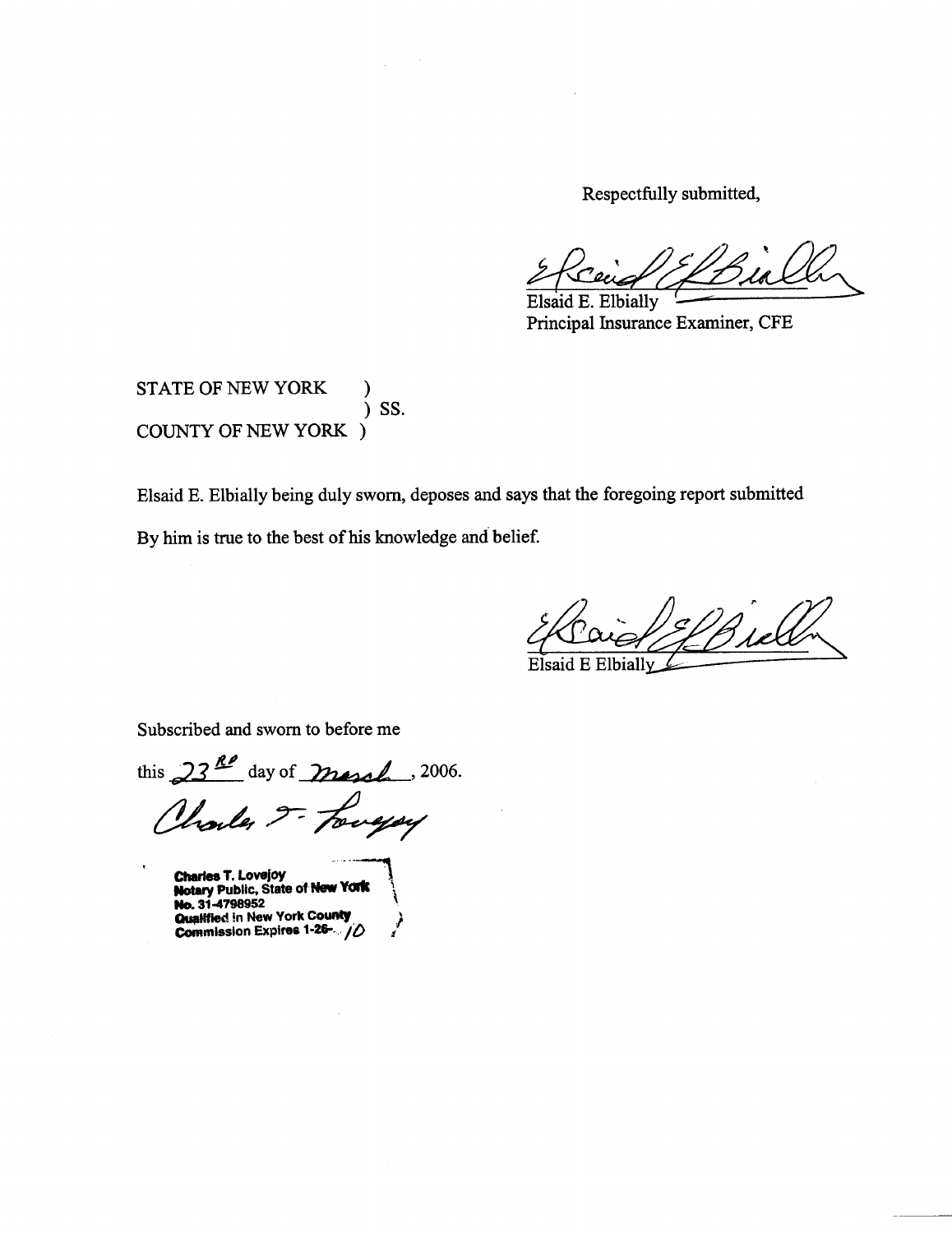Respectfully submitted,

Elsaid E. Elbially
Principal Insurance Examiner, CFE

STATE OF NEW YORK )
) SS.
COUNTY OF NEW YORK )

Elsaid E. Elbially being duly sworn, deposes and says that the foregoing report submitted

By him is true to the best of his knowledge and belief.

Elsaid E Elbially

Subscribed and sworn to before me

this 23RD day of March, 2006.

**Charles T. Lovejoy**
**Notary Public, State of New York**
**No. 31-4798952**
**Qualified in New York County**
**Commission Expires 1-26-10**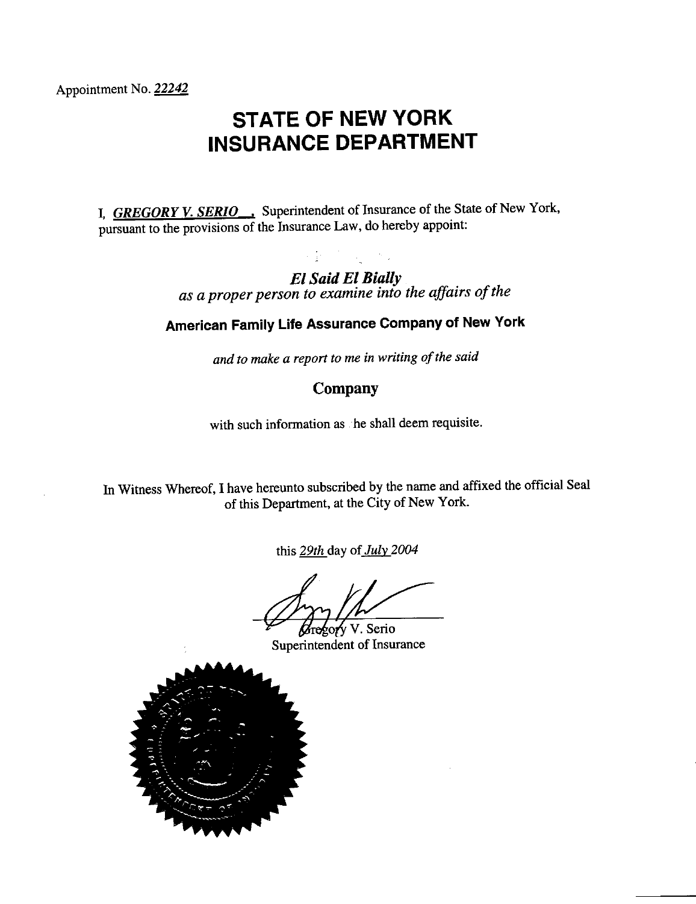Appointment No. 22242

# STATE OF NEW YORK
# INSURANCE DEPARTMENT

I, ***GREGORY V. SERIO*** , Superintendent of Insurance of the State of New York, pursuant to the provisions of the Insurance Law, do hereby appoint:

***El Said El Bially***
*as a proper person to examine into the affairs of the*

**American Family Life Assurance Company of New York**

*and to make a report to me in writing of the said*

**Company**

with such information as he shall deem requisite.

In Witness Whereof, I have hereunto subscribed by the name and affixed the official Seal of this Department, at the City of New York.

this *29th* day of *July 2004*

Gregory V. Serio
Superintendent of Insurance